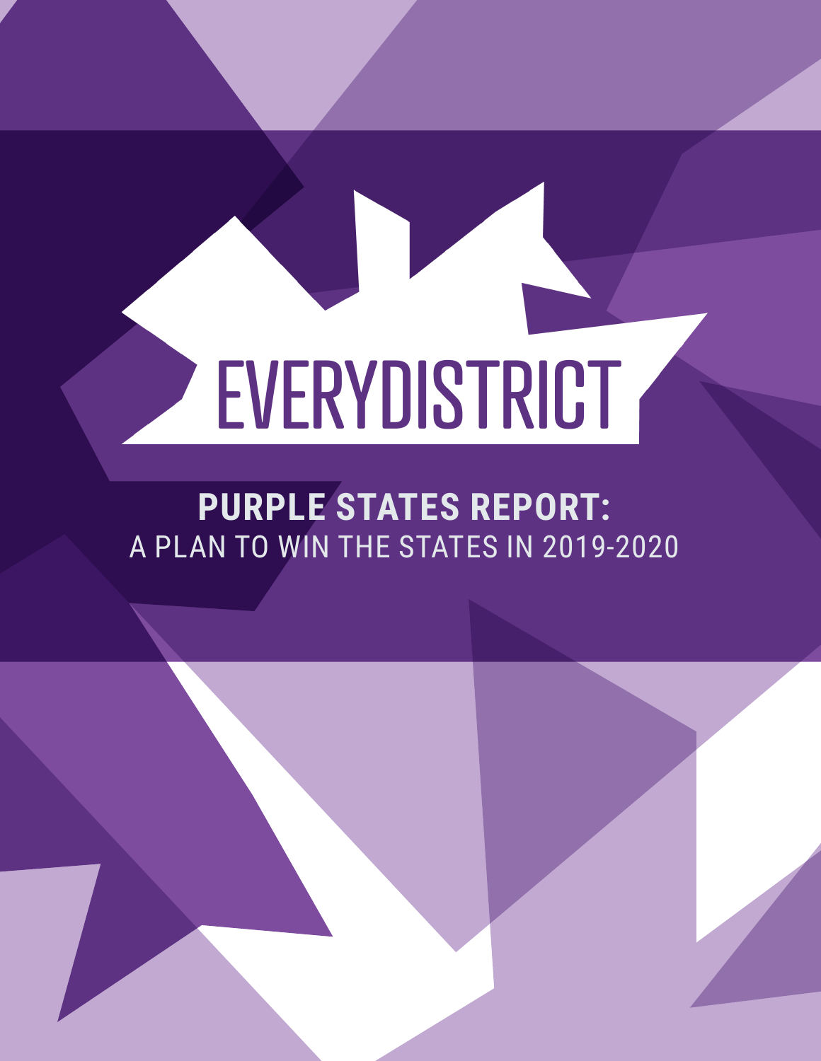# EVERYDISTRICT

## PURPLE STATES REPORT:

A PLAN TO WIN THE STATES IN 2019-2020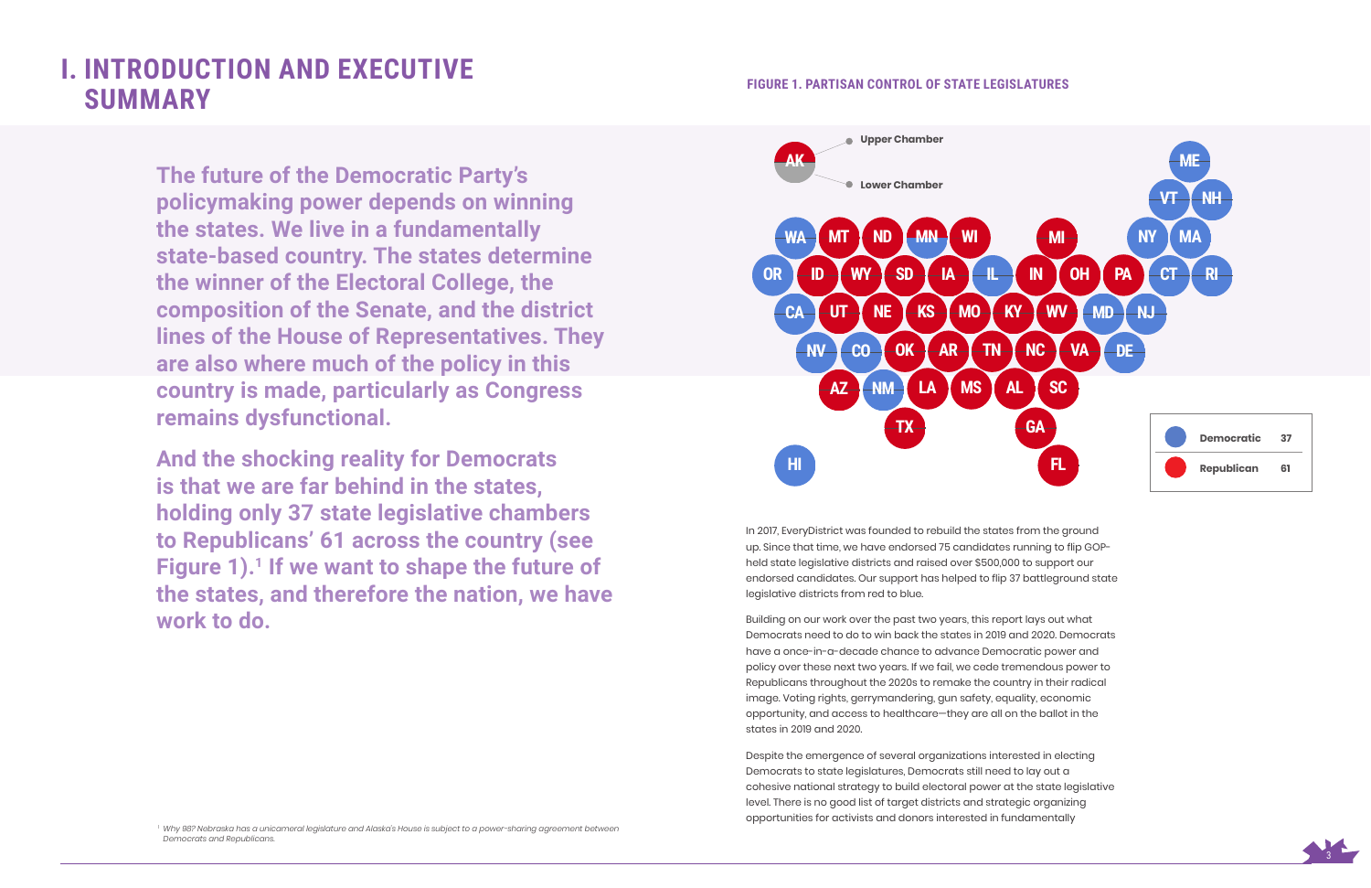# I. INTRODUCTION AND EXECUTIVE SUMMARY

**The future of the Democratic Party's policymaking power depends on winning the states. We live in a fundamentally state-based country. The states determine the winner of the Electoral College, the composition of the Senate, and the district lines of the House of Representatives. They are also where much of the policy in this country is made, particularly as Congress remains dysfunctional.**

**And the shocking reality for Democrats is that we are far behind in the states, holding only 37 state legislative chambers to Republicans' 61 across the country (see Figure 1).[1] If we want to shape the future of the states, and therefore the nation, we have work to do.**

**FIGURE 1. PARTISAN CONTROL OF STATE LEGISLATURES**

| | |
|---|---|
| Democratic | 37 |
| Republican | 61 |

In 2017, EveryDistrict was founded to rebuild the states from the ground up. Since that time, we have endorsed 75 candidates running to flip GOP-held state legislative districts and raised over $500,000 to support our endorsed candidates. Our support has helped to flip 37 battleground state legislative districts from red to blue.

Building on our work over the past two years, this report lays out what Democrats need to do to win back the states in 2019 and 2020. Democrats have a once-in-a-decade chance to advance Democratic power and policy over these next two years. If we fail, we cede tremendous power to Republicans throughout the 2020s to remake the country in their radical image. Voting rights, gerrymandering, gun safety, equality, economic opportunity, and access to healthcare—they are all on the ballot in the states in 2019 and 2020.

Despite the emergence of several organizations interested in electing Democrats to state legislatures, Democrats still need to lay out a cohesive national strategy to build electoral power at the state legislative level. There is no good list of target districts and strategic organizing opportunities for activists and donors interested in fundamentally

[1] *Why 98? Nebraska has a unicameral legislature and Alaska's House is subject to a power-sharing agreement between Democrats and Republicans.*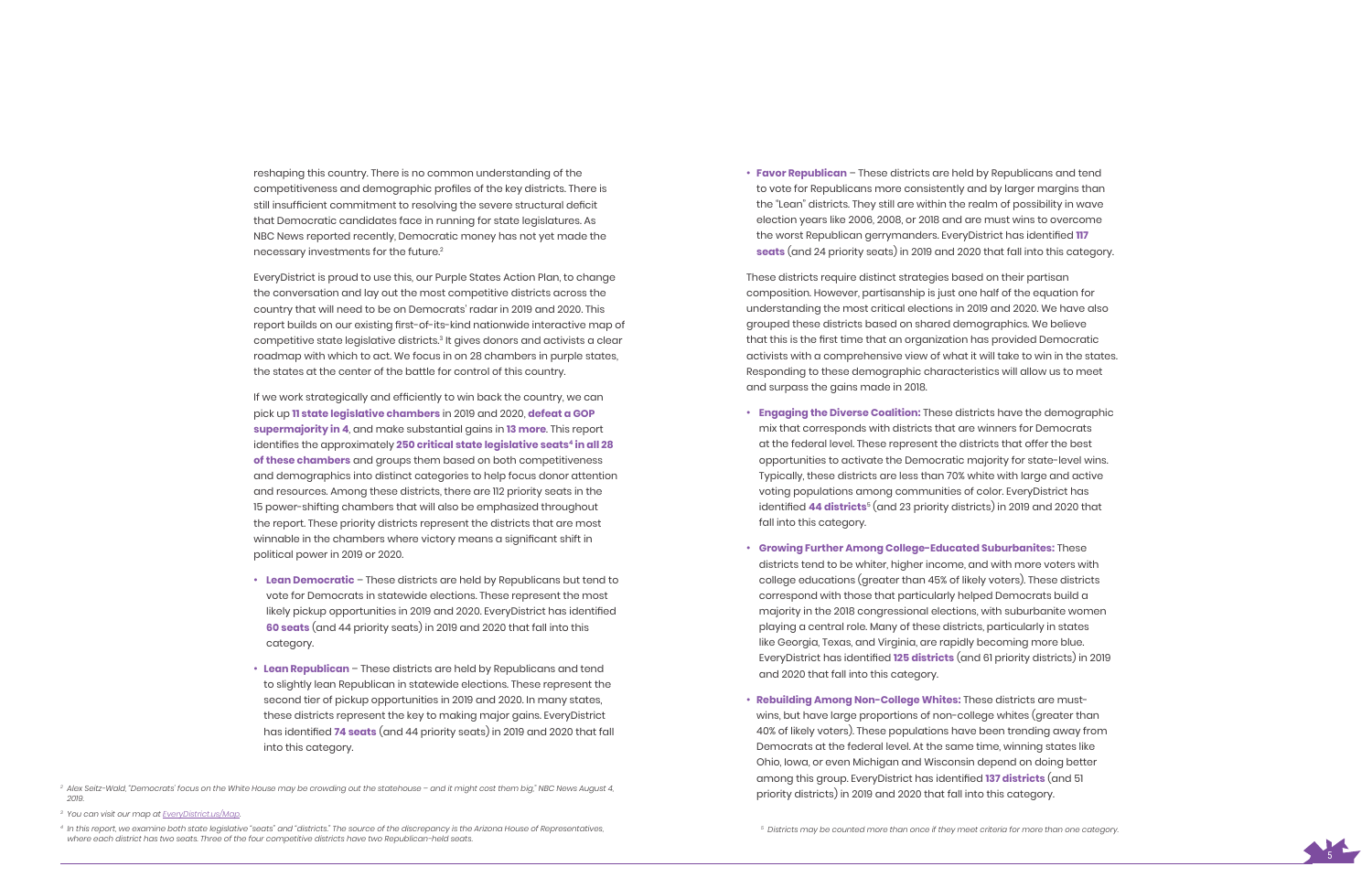reshaping this country. There is no common understanding of the competitiveness and demographic profiles of the key districts. There is still insufficient commitment to resolving the severe structural deficit that Democratic candidates face in running for state legislatures. As NBC News reported recently, Democratic money has not yet made the necessary investments for the future.[2]

EveryDistrict is proud to use this, our Purple States Action Plan, to change the conversation and lay out the most competitive districts across the country that will need to be on Democrats' radar in 2019 and 2020. This report builds on our existing first-of-its-kind nationwide interactive map of competitive state legislative districts.[3] It gives donors and activists a clear roadmap with which to act. We focus in on 28 chambers in purple states, the states at the center of the battle for control of this country.

If we work strategically and efficiently to win back the country, we can pick up **11 state legislative chambers** in 2019 and 2020, **defeat a GOP supermajority in 4**, and make substantial gains in **13 more**. This report identifies the approximately **250 critical state legislative seats[4] in all 28 of these chambers** and groups them based on both competitiveness and demographics into distinct categories to help focus donor attention and resources. Among these districts, there are 112 priority seats in the 15 power-shifting chambers that will also be emphasized throughout the report. These priority districts represent the districts that are most winnable in the chambers where victory means a significant shift in political power in 2019 or 2020.

- **Lean Democratic** – These districts are held by Republicans but tend to vote for Democrats in statewide elections. These represent the most likely pickup opportunities in 2019 and 2020. EveryDistrict has identified **60 seats** (and 44 priority seats) in 2019 and 2020 that fall into this category.
- **Lean Republican** – These districts are held by Republicans and tend to slightly lean Republican in statewide elections. These represent the second tier of pickup opportunities in 2019 and 2020. In many states, these districts represent the key to making major gains. EveryDistrict has identified **74 seats** (and 44 priority seats) in 2019 and 2020 that fall into this category.
- **Favor Republican** – These districts are held by Republicans and tend to vote for Republicans more consistently and by larger margins than the "Lean" districts. They still are within the realm of possibility in wave election years like 2006, 2008, or 2018 and are must wins to overcome the worst Republican gerrymanders. EveryDistrict has identified **117 seats** (and 24 priority seats) in 2019 and 2020 that fall into this category.

These districts require distinct strategies based on their partisan composition. However, partisanship is just one half of the equation for understanding the most critical elections in 2019 and 2020. We have also grouped these districts based on shared demographics. We believe that this is the first time that an organization has provided Democratic activists with a comprehensive view of what it will take to win in the states. Responding to these demographic characteristics will allow us to meet and surpass the gains made in 2018.

- **Engaging the Diverse Coalition:** These districts have the demographic mix that corresponds with districts that are winners for Democrats at the federal level. These represent the districts that offer the best opportunities to activate the Democratic majority for state-level wins. Typically, these districts are less than 70% white with large and active voting populations among communities of color. EveryDistrict has identified **44 districts**[5] (and 23 priority districts) in 2019 and 2020 that fall into this category.
- **Growing Further Among College-Educated Suburbanites:** These districts tend to be whiter, higher income, and with more voters with college educations (greater than 45% of likely voters). These districts correspond with those that particularly helped Democrats build a majority in the 2018 congressional elections, with suburbanite women playing a central role. Many of these districts, particularly in states like Georgia, Texas, and Virginia, are rapidly becoming more blue. EveryDistrict has identified **125 districts** (and 61 priority districts) in 2019 and 2020 that fall into this category.
- **Rebuilding Among Non-College Whites:** These districts are must-wins, but have large proportions of non-college whites (greater than 40% of likely voters). These populations have been trending away from Democrats at the federal level. At the same time, winning states like Ohio, Iowa, or even Michigan and Wisconsin depend on doing better among this group. EveryDistrict has identified **137 districts** (and 51 priority districts) in 2019 and 2020 that fall into this category.

[2] *Alex Seitz-Wald, "Democrats' focus on the White House may be crowding out the statehouse – and it might cost them big," NBC News August 4, 2019.*

[3] *You can visit our map at EveryDistrict.us/Map.*

[4] *In this report, we examine both state legislative "seats" and "districts." The source of the discrepancy is the Arizona House of Representatives, where each district has two seats. Three of the four competitive districts have two Republican-held seats.*

[5] *Districts may be counted more than once if they meet criteria for more than one category.*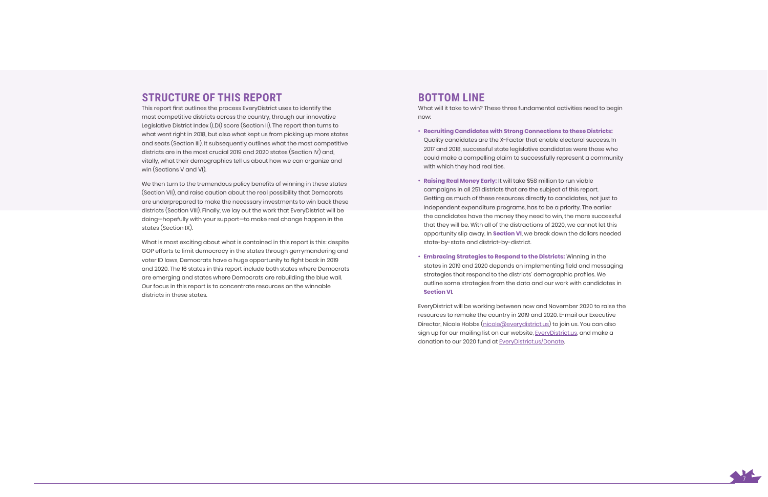## STRUCTURE OF THIS REPORT

This report first outlines the process EveryDistrict uses to identify the most competitive districts across the country, through our innovative Legislative District Index (LDI) score (Section II). The report then turns to what went right in 2018, but also what kept us from picking up more states and seats (Section III). It subsequently outlines what the most competitive districts are in the most crucial 2019 and 2020 states (Section IV) and, vitally, what their demographics tell us about how we can organize and win (Sections V and VI).

We then turn to the tremendous policy benefits of winning in these states (Section VII), and raise caution about the real possibility that Democrats are underprepared to make the necessary investments to win back these districts (Section VIII). Finally, we lay out the work that EveryDistrict will be doing—hopefully with your support—to make real change happen in the states (Section IX).

What is most exciting about what is contained in this report is this: despite GOP efforts to limit democracy in the states through gerrymandering and voter ID laws, Democrats have a huge opportunity to fight back in 2019 and 2020. The 16 states in this report include both states where Democrats are emerging and states where Democrats are rebuilding the blue wall. Our focus in this report is to concentrate resources on the winnable districts in these states.

## BOTTOM LINE

What will it take to win? These three fundamental activities need to begin now:

- **Recruiting Candidates with Strong Connections to these Districts:** Quality candidates are the X-Factor that enable electoral success. In 2017 and 2018, successful state legislative candidates were those who could make a compelling claim to successfully represent a community with which they had real ties.
- **Raising Real Money Early:** It will take $58 million to run viable campaigns in all 251 districts that are the subject of this report. Getting as much of these resources directly to candidates, not just to independent expenditure programs, has to be a priority. The earlier the candidates have the money they need to win, the more successful that they will be. With all of the distractions of 2020, we cannot let this opportunity slip away. In **Section VI**, we break down the dollars needed state-by-state and district-by-district.
- **Embracing Strategies to Respond to the Districts:** Winning in the states in 2019 and 2020 depends on implementing field and messaging strategies that respond to the districts' demographic profiles. We outline some strategies from the data and our work with candidates in **Section VI**.

EveryDistrict will be working between now and November 2020 to raise the resources to remake the country in 2019 and 2020. E-mail our Executive Director, Nicole Hobbs (nicole@everydistrict.us) to join us. You can also sign up for our mailing list on our website, EveryDistrict.us, and make a donation to our 2020 fund at EveryDistrict.us/Donate.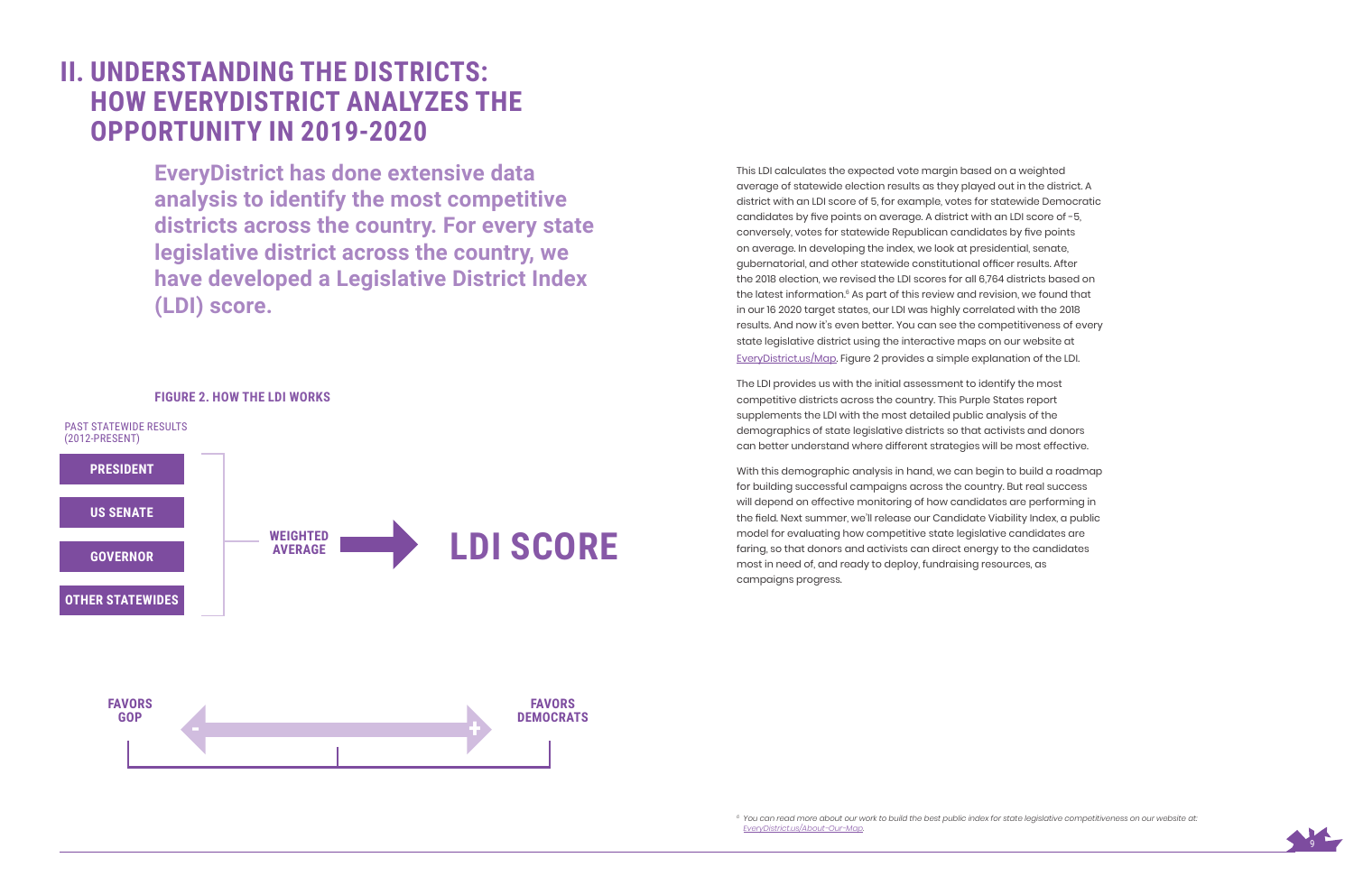## II. UNDERSTANDING THE DISTRICTS: HOW EVERYDISTRICT ANALYZES THE OPPORTUNITY IN 2019-2020

**EveryDistrict has done extensive data analysis to identify the most competitive districts across the country. For every state legislative district across the country, we have developed a Legislative District Index (LDI) score.**

**FIGURE 2. HOW THE LDI WORKS**

PAST STATEWIDE RESULTS (2012-PRESENT)

- PRESIDENT
- US SENATE
- GOVERNOR
- OTHER STATEWIDES

WEIGHTED AVERAGE → LDI SCORE

FAVORS GOP (-) ← → (+) FAVORS DEMOCRATS

This LDI calculates the expected vote margin based on a weighted average of statewide election results as they played out in the district. A district with an LDI score of 5, for example, votes for statewide Democratic candidates by five points on average. A district with an LDI score of -5, conversely, votes for statewide Republican candidates by five points on average. In developing the index, we look at presidential, senate, gubernatorial, and other statewide constitutional officer results. After the 2018 election, we revised the LDI scores for all 6,764 districts based on the latest information.[6] As part of this review and revision, we found that in our 16 2020 target states, our LDI was highly correlated with the 2018 results. And now it's even better. You can see the competitiveness of every state legislative district using the interactive maps on our website at EveryDistrict.us/Map. Figure 2 provides a simple explanation of the LDI.

The LDI provides us with the initial assessment to identify the most competitive districts across the country. This Purple States report supplements the LDI with the most detailed public analysis of the demographics of state legislative districts so that activists and donors can better understand where different strategies will be most effective.

With this demographic analysis in hand, we can begin to build a roadmap for building successful campaigns across the country. But real success will depend on effective monitoring of how candidates are performing in the field. Next summer, we'll release our Candidate Viability Index, a public model for evaluating how competitive state legislative candidates are faring, so that donors and activists can direct energy to the candidates most in need of, and ready to deploy, fundraising resources, as campaigns progress.

[6] *You can read more about our work to build the best public index for state legislative competitiveness on our website at: EveryDistrict.us/About-Our-Map.*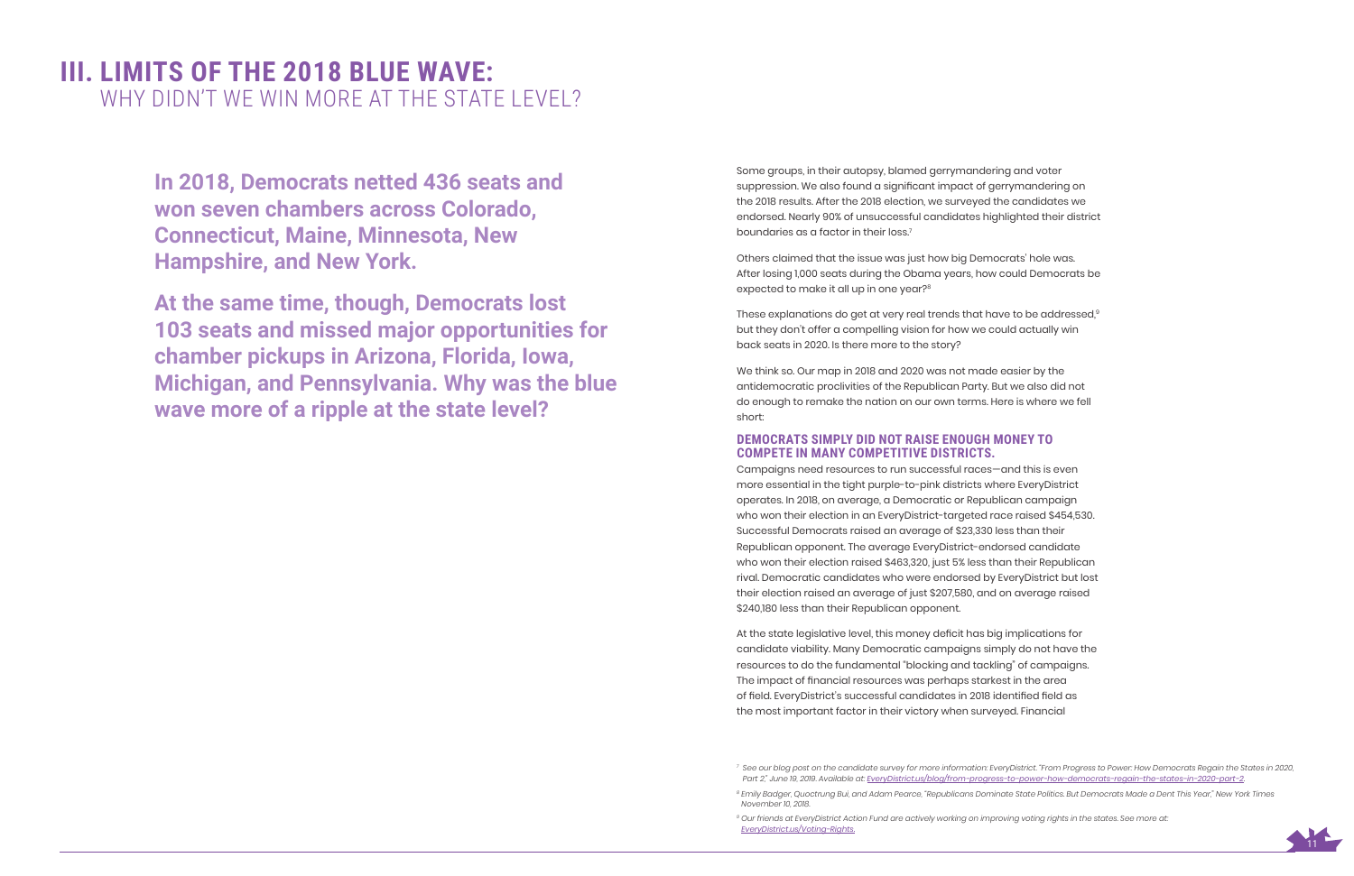# III. LIMITS OF THE 2018 BLUE WAVE:
## WHY DIDN'T WE WIN MORE AT THE STATE LEVEL?

**In 2018, Democrats netted 436 seats and won seven chambers across Colorado, Connecticut, Maine, Minnesota, New Hampshire, and New York.**

**At the same time, though, Democrats lost 103 seats and missed major opportunities for chamber pickups in Arizona, Florida, Iowa, Michigan, and Pennsylvania. Why was the blue wave more of a ripple at the state level?**

Some groups, in their autopsy, blamed gerrymandering and voter suppression. We also found a significant impact of gerrymandering on the 2018 results. After the 2018 election, we surveyed the candidates we endorsed. Nearly 90% of unsuccessful candidates highlighted their district boundaries as a factor in their loss.[7]

Others claimed that the issue was just how big Democrats' hole was. After losing 1,000 seats during the Obama years, how could Democrats be expected to make it all up in one year?[8]

These explanations do get at very real trends that have to be addressed,[9] but they don't offer a compelling vision for how we could actually win back seats in 2020. Is there more to the story?

We think so. Our map in 2018 and 2020 was not made easier by the antidemocratic proclivities of the Republican Party. But we also did not do enough to remake the nation on our own terms. Here is where we fell short:

### DEMOCRATS SIMPLY DID NOT RAISE ENOUGH MONEY TO COMPETE IN MANY COMPETITIVE DISTRICTS.

Campaigns need resources to run successful races—and this is even more essential in the tight purple-to-pink districts where EveryDistrict operates. In 2018, on average, a Democratic or Republican campaign who won their election in an EveryDistrict-targeted race raised $454,530. Successful Democrats raised an average of $23,330 less than their Republican opponent. The average EveryDistrict-endorsed candidate who won their election raised $463,320, just 5% less than their Republican rival. Democratic candidates who were endorsed by EveryDistrict but lost their election raised an average of just $207,580, and on average raised $240,180 less than their Republican opponent.

At the state legislative level, this money deficit has big implications for candidate viability. Many Democratic campaigns simply do not have the resources to do the fundamental "blocking and tackling" of campaigns. The impact of financial resources was perhaps starkest in the area of field. EveryDistrict's successful candidates in 2018 identified field as the most important factor in their victory when surveyed. Financial

---

[7] *See our blog post on the candidate survey for more information: EveryDistrict. "From Progress to Power: How Democrats Regain the States in 2020, Part 2," June 19, 2019. Available at: EveryDistrict.us/blog/from-progress-to-power-how-democrats-regain-the-states-in-2020-part-2.*

[8] *Emily Badger, Quoctrung Bui, and Adam Pearce, "Republicans Dominate State Politics. But Democrats Made a Dent This Year," New York Times November 10, 2018.*

[9] *Our friends at EveryDistrict Action Fund are actively working on improving voting rights in the states. See more at: EveryDistrict.us/Voting-Rights.*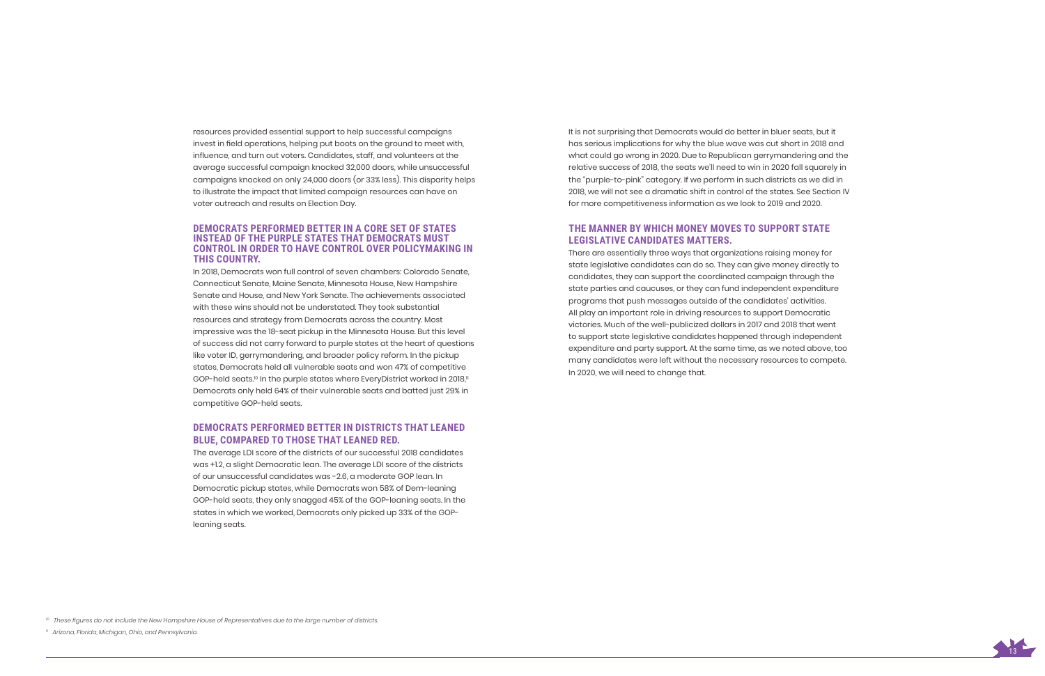resources provided essential support to help successful campaigns invest in field operations, helping put boots on the ground to meet with, influence, and turn out voters. Candidates, staff, and volunteers at the average successful campaign knocked 32,000 doors, while unsuccessful campaigns knocked on only 24,000 doors (or 33% less). This disparity helps to illustrate the impact that limited campaign resources can have on voter outreach and results on Election Day.

### DEMOCRATS PERFORMED BETTER IN A CORE SET OF STATES INSTEAD OF THE PURPLE STATES THAT DEMOCRATS MUST CONTROL IN ORDER TO HAVE CONTROL OVER POLICYMAKING IN THIS COUNTRY.

In 2018, Democrats won full control of seven chambers: Colorado Senate, Connecticut Senate, Maine Senate, Minnesota House, New Hampshire Senate and House, and New York Senate. The achievements associated with these wins should not be understated. They took substantial resources and strategy from Democrats across the country. Most impressive was the 18-seat pickup in the Minnesota House. But this level of success did not carry forward to purple states at the heart of questions like voter ID, gerrymandering, and broader policy reform. In the pickup states, Democrats held all vulnerable seats and won 47% of competitive GOP-held seats.[10] In the purple states where EveryDistrict worked in 2018,[11] Democrats only held 64% of their vulnerable seats and batted just 29% in competitive GOP-held seats.

### DEMOCRATS PERFORMED BETTER IN DISTRICTS THAT LEANED BLUE, COMPARED TO THOSE THAT LEANED RED.

The average LDI score of the districts of our successful 2018 candidates was +1.2, a slight Democratic lean. The average LDI score of the districts of our unsuccessful candidates was -2.6, a moderate GOP lean. In Democratic pickup states, while Democrats won 58% of Dem-leaning GOP-held seats, they only snagged 45% of the GOP-leaning seats. In the states in which we worked, Democrats only picked up 33% of the GOP-leaning seats.

It is not surprising that Democrats would do better in bluer seats, but it has serious implications for why the blue wave was cut short in 2018 and what could go wrong in 2020. Due to Republican gerrymandering and the relative success of 2018, the seats we'll need to win in 2020 fall squarely in the "purple-to-pink" category. If we perform in such districts as we did in 2018, we will not see a dramatic shift in control of the states. See Section IV for more competitiveness information as we look to 2019 and 2020.

### THE MANNER BY WHICH MONEY MOVES TO SUPPORT STATE LEGISLATIVE CANDIDATES MATTERS.

There are essentially three ways that organizations raising money for state legislative candidates can do so. They can give money directly to candidates, they can support the coordinated campaign through the state parties and caucuses, or they can fund independent expenditure programs that push messages outside of the candidates' activities. All play an important role in driving resources to support Democratic victories. Much of the well-publicized dollars in 2017 and 2018 that went to support state legislative candidates happened through independent expenditure and party support. At the same time, as we noted above, too many candidates were left without the necessary resources to compete. In 2020, we will need to change that.

---

[10] *These figures do not include the New Hampshire House of Representatives due to the large number of districts.*

[11] *Arizona, Florida, Michigan, Ohio, and Pennsylvania.*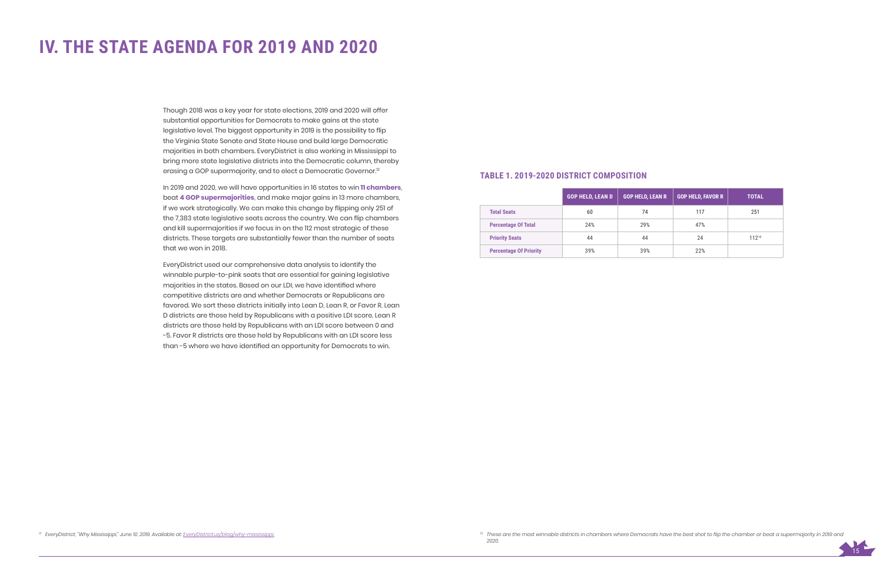# IV. THE STATE AGENDA FOR 2019 AND 2020

Though 2018 was a key year for state elections, 2019 and 2020 will offer substantial opportunities for Democrats to make gains at the state legislative level. The biggest opportunity in 2019 is the possibility to flip the Virginia State Senate and State House and build large Democratic majorities in both chambers. EveryDistrict is also working in Mississippi to bring more state legislative districts into the Democratic column, thereby erasing a GOP supermajority, and to elect a Democratic Governor.[12]

In 2019 and 2020, we will have opportunities in 16 states to win **11 chambers**, beat **4 GOP supermajorities**, and make major gains in 13 more chambers, if we work strategically. We can make this change by flipping only 251 of the 7,383 state legislative seats across the country. We can flip chambers and kill supermajorities if we focus in on the 112 most strategic of these districts. These targets are substantially fewer than the number of seats that we won in 2018.

EveryDistrict used our comprehensive data analysis to identify the winnable purple-to-pink seats that are essential for gaining legislative majorities in the states. Based on our LDI, we have identified where competitive districts are and whether Democrats or Republicans are favored. We sort these districts initially into Lean D, Lean R, or Favor R. Lean D districts are those held by Republicans with a positive LDI score. Lean R districts are those held by Republicans with an LDI score between 0 and -5. Favor R districts are those held by Republicans with an LDI score less than -5 where we have identified an opportunity for Democrats to win.

### TABLE 1. 2019-2020 DISTRICT COMPOSITION

| | GOP HELD, LEAN D | GOP HELD, LEAN R | GOP HELD, FAVOR R | TOTAL |
|---|---|---|---|---|
| **Total Seats** | 60 | 74 | 117 | 251 |
| **Percentage Of Total** | 24% | 29% | 47% | |
| **Priority Seats** | 44 | 44 | 24 | 112[13] |
| **Percentage Of Priority** | 39% | 39% | 22% | |

[12] EveryDistrict, "Why Mississippi," June 10, 2019. Available at: EveryDistrict.us/blog/why-mississippi.

[13] These are the most winnable districts in chambers where Democrats have the best shot to flip the chamber or beat a supermajority in 2019 and 2020.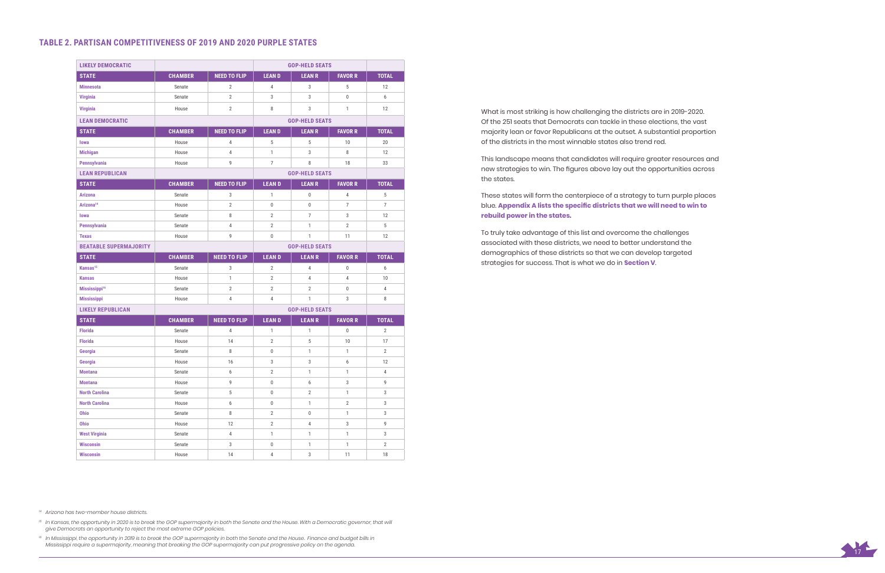## TABLE 2. PARTISAN COMPETITIVENESS OF 2019 AND 2020 PURPLE STATES

| STATE | CHAMBER | NEED TO FLIP | GOP-HELD SEATS: LEAN D | LEAN R | FAVOR R | TOTAL |
|---|---|---|---|---|---|---|
| **LIKELY DEMOCRATIC** | | | | | | |
| Minnesota | Senate | 2 | 4 | 3 | 5 | 12 |
| Virginia | Senate | 2 | 3 | 3 | 0 | 6 |
| Virginia | House | 2 | 8 | 3 | 1 | 12 |
| **LEAN DEMOCRATIC** | | | | | | |
| Iowa | House | 4 | 5 | 5 | 10 | 20 |
| Michigan | House | 4 | 1 | 3 | 8 | 12 |
| Pennsylvania | House | 9 | 7 | 8 | 18 | 33 |
| **LEAN REPUBLICAN** | | | | | | |
| Arizona | Senate | 3 | 1 | 0 | 4 | 5 |
| Arizona[14] | House | 2 | 0 | 0 | 7 | 7 |
| Iowa | Senate | 8 | 2 | 7 | 3 | 12 |
| Pennsylvania | Senate | 4 | 2 | 1 | 2 | 5 |
| Texas | House | 9 | 0 | 1 | 11 | 12 |
| **BEATABLE SUPERMAJORITY** | | | | | | |
| Kansas[15] | Senate | 3 | 2 | 4 | 0 | 6 |
| Kansas | House | 1 | 2 | 4 | 4 | 10 |
| Mississippi[16] | Senate | 2 | 2 | 2 | 0 | 4 |
| Mississippi | House | 4 | 4 | 1 | 3 | 8 |
| **LIKELY REPUBLICAN** | | | | | | |
| Florida | Senate | 4 | 1 | 1 | 0 | 2 |
| Florida | House | 14 | 2 | 5 | 10 | 17 |
| Georgia | Senate | 8 | 0 | 1 | 1 | 2 |
| Georgia | House | 16 | 3 | 3 | 6 | 12 |
| Montana | Senate | 6 | 2 | 1 | 1 | 4 |
| Montana | House | 9 | 0 | 6 | 3 | 9 |
| North Carolina | Senate | 5 | 0 | 2 | 1 | 3 |
| North Carolina | House | 6 | 0 | 1 | 2 | 3 |
| Ohio | Senate | 8 | 2 | 0 | 1 | 3 |
| Ohio | House | 12 | 2 | 4 | 3 | 9 |
| West Virginia | Senate | 4 | 1 | 1 | 1 | 3 |
| Wisconsin | Senate | 3 | 0 | 1 | 1 | 2 |
| Wisconsin | House | 14 | 4 | 3 | 11 | 18 |

What is most striking is how challenging the districts are in 2019-2020. Of the 251 seats that Democrats can tackle in these elections, the vast majority lean or favor Republicans at the outset. A substantial proportion of the districts in the most winnable states also trend red.

This landscape means that candidates will require greater resources and new strategies to win. The figures above lay out the opportunities across the states.

These states will form the centerpiece of a strategy to turn purple places blue. **Appendix A lists the specific districts that we will need to win to rebuild power in the states.**

To truly take advantage of this list and overcome the challenges associated with these districts, we need to better understand the demographics of these districts so that we can develop targeted strategies for success. That is what we do in **Section V**.

[14] *Arizona has two-member house districts.*

[15] *In Kansas, the opportunity in 2020 is to break the GOP supermajority in both the Senate and the House. With a Democratic governor, that will give Democrats an opportunity to reject the most extreme GOP policies.*

[16] *In Mississippi, the opportunity in 2019 is to break the GOP supermajority in both the Senate and the House. Finance and budget bills in Mississippi require a supermajority, meaning that breaking the GOP supermajority can put progressive policy on the agenda.*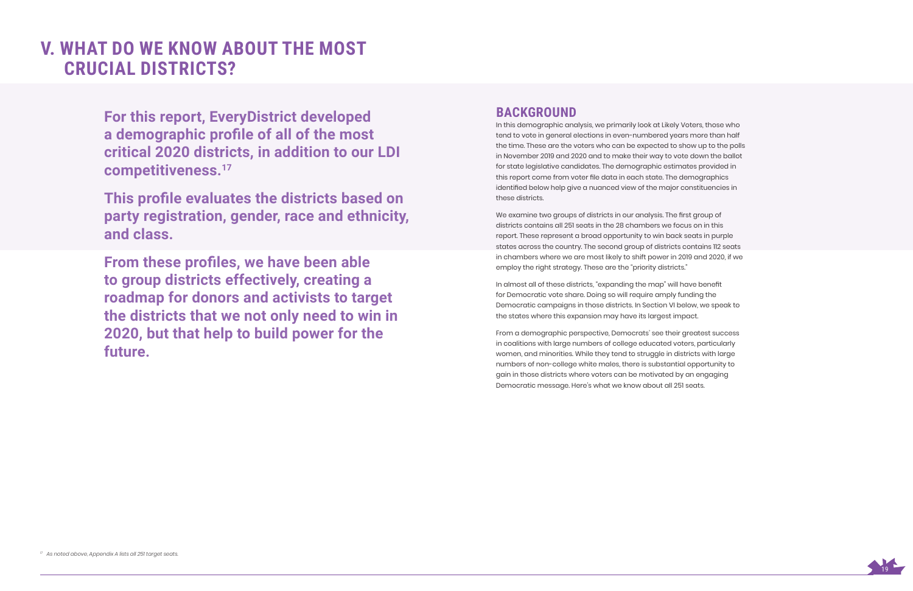# V. WHAT DO WE KNOW ABOUT THE MOST CRUCIAL DISTRICTS?

**For this report, EveryDistrict developed a demographic profile of all of the most critical 2020 districts, in addition to our LDI competitiveness.[17]**

**This profile evaluates the districts based on party registration, gender, race and ethnicity, and class.**

**From these profiles, we have been able to group districts effectively, creating a roadmap for donors and activists to target the districts that we not only need to win in 2020, but that help to build power for the future.**

## BACKGROUND

In this demographic analysis, we primarily look at Likely Voters, those who tend to vote in general elections in even-numbered years more than half the time. These are the voters who can be expected to show up to the polls in November 2019 and 2020 and to make their way to vote down the ballot for state legislative candidates. The demographic estimates provided in this report come from voter file data in each state. The demographics identified below help give a nuanced view of the major constituencies in these districts.

We examine two groups of districts in our analysis. The first group of districts contains all 251 seats in the 28 chambers we focus on in this report. These represent a broad opportunity to win back seats in purple states across the country. The second group of districts contains 112 seats in chambers where we are most likely to shift power in 2019 and 2020, if we employ the right strategy. These are the "priority districts."

In almost all of these districts, "expanding the map" will have benefit for Democratic vote share. Doing so will require amply funding the Democratic campaigns in those districts. In Section VI below, we speak to the states where this expansion may have its largest impact.

From a demographic perspective, Democrats' see their greatest success in coalitions with large numbers of college educated voters, particularly women, and minorities. While they tend to struggle in districts with large numbers of non-college white males, there is substantial opportunity to gain in those districts where voters can be motivated by an engaging Democratic message. Here's what we know about all 251 seats.

[17] *As noted above, Appendix A lists all 251 target seats.*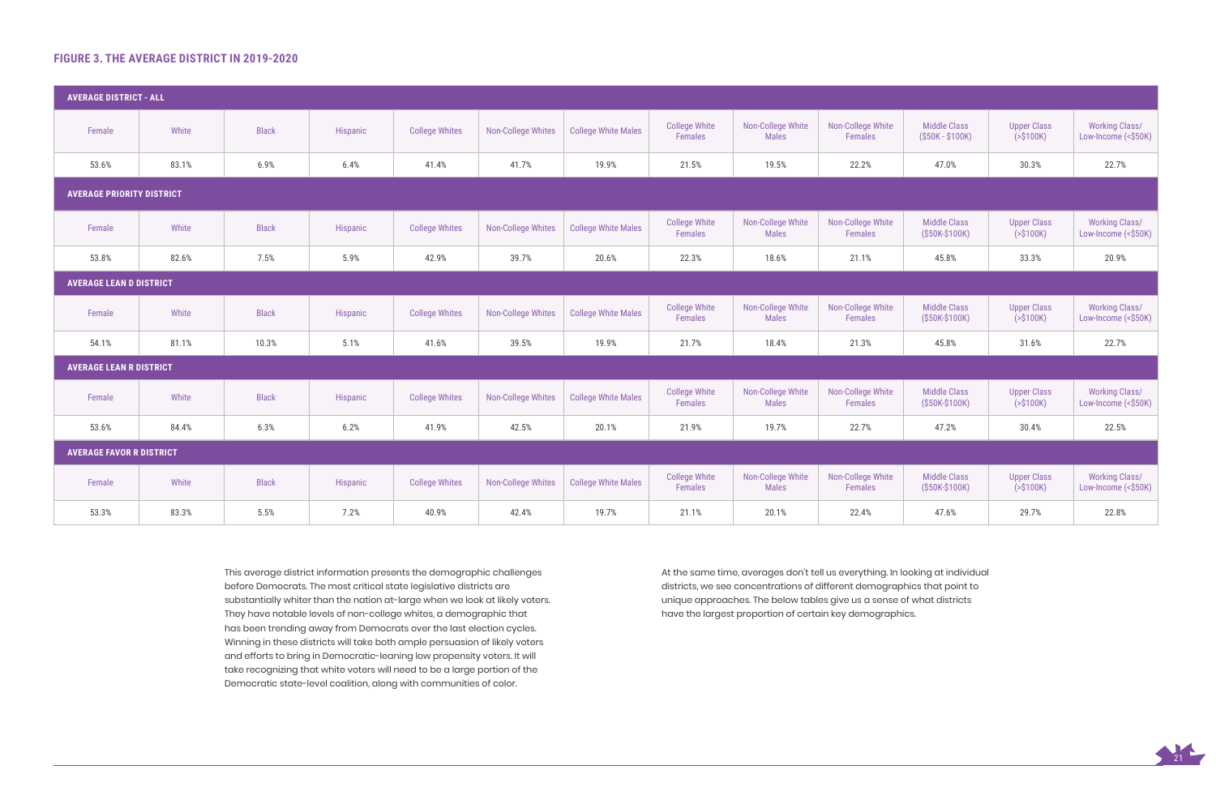## FIGURE 3. THE AVERAGE DISTRICT IN 2019-2020

**AVERAGE DISTRICT - ALL**

| Female | White | Black | Hispanic | College Whites | Non-College Whites | College White Males | College White Females | Non-College White Males | Non-College White Females | Middle Class ($50K - $100K) | Upper Class (>$100K) | Working Class/ Low-Income (<$50K) |
|---|---|---|---|---|---|---|---|---|---|---|---|---|
| 53.6% | 83.1% | 6.9% | 6.4% | 41.4% | 41.7% | 19.9% | 21.5% | 19.5% | 22.2% | 47.0% | 30.3% | 22.7% |

**AVERAGE PRIORITY DISTRICT**

| Female | White | Black | Hispanic | College Whites | Non-College Whites | College White Males | College White Females | Non-College White Males | Non-College White Females | Middle Class ($50K-$100K) | Upper Class (>$100K) | Working Class/ Low-Income (<$50K) |
|---|---|---|---|---|---|---|---|---|---|---|---|---|
| 53.8% | 82.6% | 7.5% | 5.9% | 42.9% | 39.7% | 20.6% | 22.3% | 18.6% | 21.1% | 45.8% | 33.3% | 20.9% |

**AVERAGE LEAN D DISTRICT**

| Female | White | Black | Hispanic | College Whites | Non-College Whites | College White Males | College White Females | Non-College White Males | Non-College White Females | Middle Class ($50K-$100K) | Upper Class (>$100K) | Working Class/ Low-Income (<$50K) |
|---|---|---|---|---|---|---|---|---|---|---|---|---|
| 54.1% | 81.1% | 10.3% | 5.1% | 41.6% | 39.5% | 19.9% | 21.7% | 18.4% | 21.3% | 45.8% | 31.6% | 22.7% |

**AVERAGE LEAN R DISTRICT**

| Female | White | Black | Hispanic | College Whites | Non-College Whites | College White Males | College White Females | Non-College White Males | Non-College White Females | Middle Class ($50K-$100K) | Upper Class (>$100K) | Working Class/ Low-Income (<$50K) |
|---|---|---|---|---|---|---|---|---|---|---|---|---|
| 53.6% | 84.4% | 6.3% | 6.2% | 41.9% | 42.5% | 20.1% | 21.9% | 19.7% | 22.7% | 47.2% | 30.4% | 22.5% |

**AVERAGE FAVOR R DISTRICT**

| Female | White | Black | Hispanic | College Whites | Non-College Whites | College White Males | College White Females | Non-College White Males | Non-College White Females | Middle Class ($50K-$100K) | Upper Class (>$100K) | Working Class/ Low-Income (<$50K) |
|---|---|---|---|---|---|---|---|---|---|---|---|---|
| 53.3% | 83.3% | 5.5% | 7.2% | 40.9% | 42.4% | 19.7% | 21.1% | 20.1% | 22.4% | 47.6% | 29.7% | 22.8% |

This average district information presents the demographic challenges before Democrats. The most critical state legislative districts are substantially whiter than the nation at-large when we look at likely voters. They have notable levels of non-college whites, a demographic that has been trending away from Democrats over the last election cycles. Winning in these districts will take both ample persuasion of likely voters and efforts to bring in Democratic-leaning low propensity voters. It will take recognizing that white voters will need to be a large portion of the Democratic state-level coalition, along with communities of color.

At the same time, averages don't tell us everything. In looking at individual districts, we see concentrations of different demographics that point to unique approaches. The below tables give us a sense of what districts have the largest proportion of certain key demographics.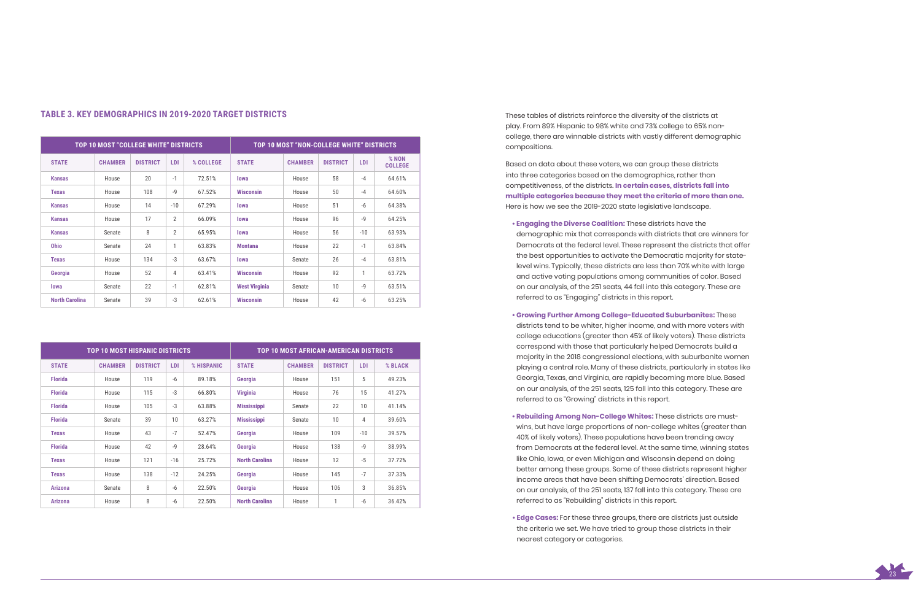## TABLE 3. KEY DEMOGRAPHICS IN 2019-2020 TARGET DISTRICTS

| TOP 10 MOST "COLLEGE WHITE" DISTRICTS | | | | | TOP 10 MOST "NON-COLLEGE WHITE" DISTRICTS | | | | |
|---|---|---|---|---|---|---|---|---|---|
| STATE | CHAMBER | DISTRICT | LDI | % COLLEGE | STATE | CHAMBER | DISTRICT | LDI | % NON COLLEGE |
| Kansas | House | 20 | -1 | 72.51% | Iowa | House | 58 | -4 | 64.61% |
| Texas | House | 108 | -9 | 67.52% | Wisconsin | House | 50 | -4 | 64.60% |
| Kansas | House | 14 | -10 | 67.29% | Iowa | House | 51 | -6 | 64.38% |
| Kansas | House | 17 | 2 | 66.09% | Iowa | House | 96 | -9 | 64.25% |
| Kansas | Senate | 8 | 2 | 65.95% | Iowa | House | 56 | -10 | 63.93% |
| Ohio | Senate | 24 | 1 | 63.83% | Montana | House | 22 | -1 | 63.84% |
| Texas | House | 134 | -3 | 63.67% | Iowa | Senate | 26 | -4 | 63.81% |
| Georgia | House | 52 | 4 | 63.41% | Wisconsin | House | 92 | 1 | 63.72% |
| Iowa | Senate | 22 | -1 | 62.81% | West Virginia | Senate | 10 | -9 | 63.51% |
| North Carolina | Senate | 39 | -3 | 62.61% | Wisconsin | House | 42 | -6 | 63.25% |

| TOP 10 MOST HISPANIC DISTRICTS | | | | | TOP 10 MOST AFRICAN-AMERICAN DISTRICTS | | | | |
|---|---|---|---|---|---|---|---|---|---|
| STATE | CHAMBER | DISTRICT | LDI | % HISPANIC | STATE | CHAMBER | DISTRICT | LDI | % BLACK |
| Florida | House | 119 | -6 | 89.18% | Georgia | House | 151 | 5 | 49.23% |
| Florida | House | 115 | -3 | 66.80% | Virginia | House | 76 | 15 | 41.27% |
| Florida | House | 105 | -3 | 63.88% | Mississippi | Senate | 22 | 10 | 41.14% |
| Florida | Senate | 39 | 10 | 63.27% | Mississippi | Senate | 10 | 4 | 39.60% |
| Texas | House | 43 | -7 | 52.47% | Georgia | House | 109 | -10 | 39.57% |
| Florida | House | 42 | -9 | 28.64% | Georgia | House | 138 | -9 | 38.99% |
| Texas | House | 121 | -16 | 25.72% | North Carolina | House | 12 | -5 | 37.72% |
| Texas | House | 138 | -12 | 24.25% | Georgia | House | 145 | -7 | 37.33% |
| Arizona | Senate | 8 | -6 | 22.50% | Georgia | House | 106 | 3 | 36.85% |
| Arizona | House | 8 | -6 | 22.50% | North Carolina | House | 1 | -6 | 36.42% |

These tables of districts reinforce the diversity of the districts at play. From 89% Hispanic to 98% white and 73% college to 65% non-college, there are winnable districts with vastly different demographic compositions.

Based on data about these voters, we can group these districts into three categories based on the demographics, rather than competitiveness, of the districts. **In certain cases, districts fall into multiple categories because they meet the criteria of more than one.** Here is how we see the 2019-2020 state legislative landscape.

- **Engaging the Diverse Coalition:** These districts have the demographic mix that corresponds with districts that are winners for Democrats at the federal level. These represent the districts that offer the best opportunities to activate the Democratic majority for state-level wins. Typically, these districts are less than 70% white with large and active voting populations among communities of color. Based on our analysis, of the 251 seats, 44 fall into this category. These are referred to as "Engaging" districts in this report.

- **Growing Further Among College-Educated Suburbanites:** These districts tend to be whiter, higher income, and with more voters with college educations (greater than 45% of likely voters). These districts correspond with those that particularly helped Democrats build a majority in the 2018 congressional elections, with suburbanite women playing a central role. Many of these districts, particularly in states like Georgia, Texas, and Virginia, are rapidly becoming more blue. Based on our analysis, of the 251 seats, 125 fall into this category. These are referred to as "Growing" districts in this report.

- **Rebuilding Among Non-College Whites:** These districts are must-wins, but have large proportions of non-college whites (greater than 40% of likely voters). These populations have been trending away from Democrats at the federal level. At the same time, winning states like Ohio, Iowa, or even Michigan and Wisconsin depend on doing better among these groups. Some of these districts represent higher income areas that have been shifting Democrats' direction. Based on our analysis, of the 251 seats, 137 fall into this category. These are referred to as "Rebuilding" districts in this report.

- **Edge Cases:** For these three groups, there are districts just outside the criteria we set. We have tried to group those districts in their nearest category or categories.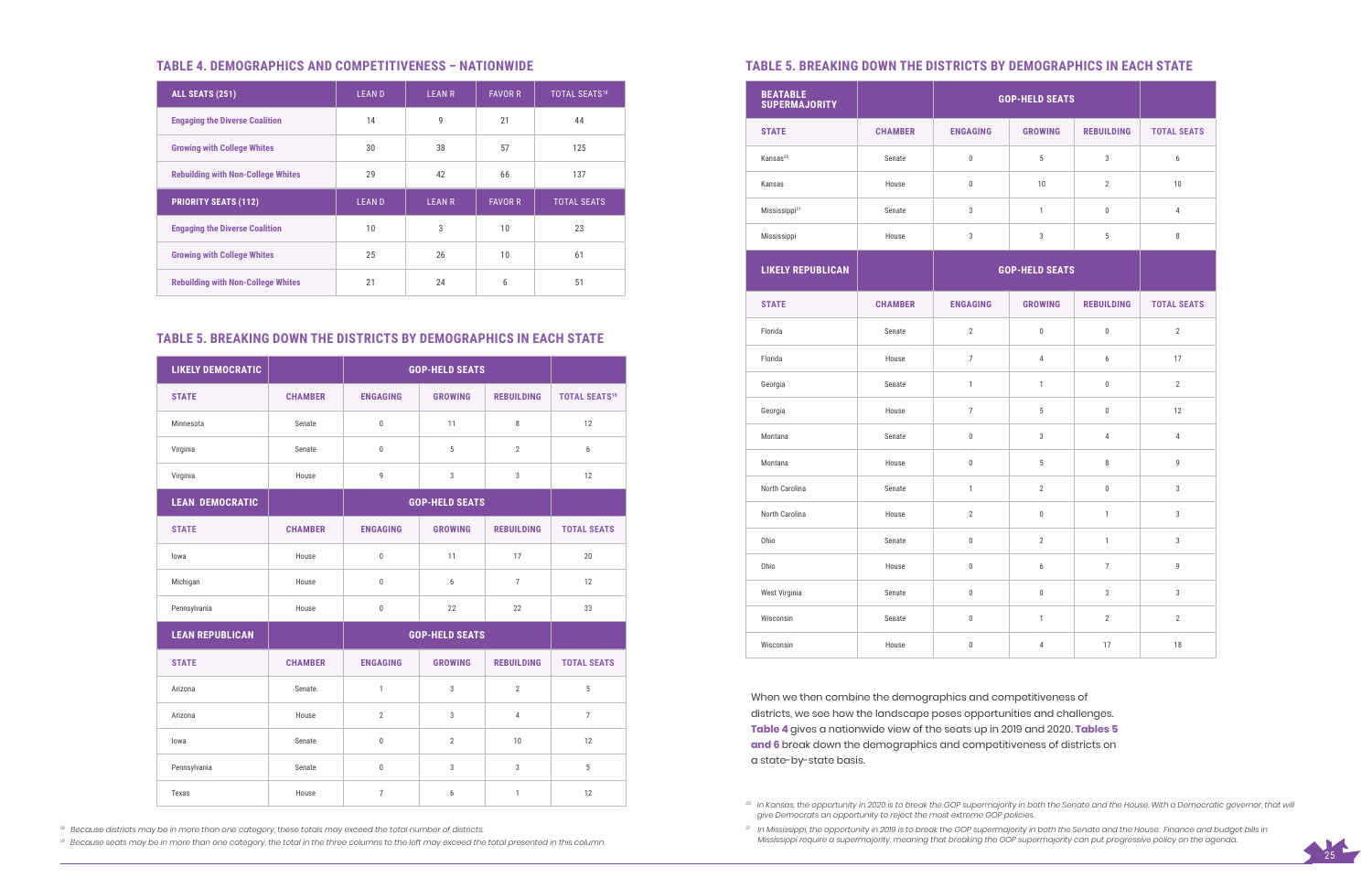### TABLE 4. DEMOGRAPHICS AND COMPETITIVENESS – NATIONWIDE

| ALL SEATS (251) | LEAN D | LEAN R | FAVOR R | TOTAL SEATS[18] |
|---|---|---|---|---|
| **Engaging the Diverse Coalition** | 14 | 9 | 21 | 44 |
| **Growing with College Whites** | 30 | 38 | 57 | 125 |
| **Rebuilding with Non-College Whites** | 29 | 42 | 66 | 137 |
| **PRIORITY SEATS (112)** | **LEAN D** | **LEAN R** | **FAVOR R** | **TOTAL SEATS** |
| **Engaging the Diverse Coalition** | 10 | 3 | 10 | 23 |
| **Growing with College Whites** | 25 | 26 | 10 | 61 |
| **Rebuilding with Non-College Whites** | 21 | 24 | 6 | 51 |

### TABLE 5. BREAKING DOWN THE DISTRICTS BY DEMOGRAPHICS IN EACH STATE

| LIKELY DEMOCRATIC | | GOP-HELD SEATS | | | |
|---|---|---|---|---|---|
| **STATE** | **CHAMBER** | **ENGAGING** | **GROWING** | **REBUILDING** | **TOTAL SEATS[19]** |
| Minnesota | Senate | 0 | 11 | 8 | 12 |
| Virginia | Senate | 0 | 5 | 2 | 6 |
| Virginia | House | 9 | 3 | 3 | 12 |
| **LEAN DEMOCRATIC** | | **GOP-HELD SEATS** | | | |
| **STATE** | **CHAMBER** | **ENGAGING** | **GROWING** | **REBUILDING** | **TOTAL SEATS** |
| Iowa | House | 0 | 11 | 17 | 20 |
| Michigan | House | 0 | 6 | 7 | 12 |
| Pennsylvania | House | 0 | 22 | 22 | 33 |
| **LEAN REPUBLICAN** | | **GOP-HELD SEATS** | | | |
| **STATE** | **CHAMBER** | **ENGAGING** | **GROWING** | **REBUILDING** | **TOTAL SEATS** |
| Arizona | Senate | 1 | 3 | 2 | 5 |
| Arizona | House | 2 | 3 | 4 | 7 |
| Iowa | Senate | 0 | 2 | 10 | 12 |
| Pennsylvania | Senate | 0 | 3 | 3 | 5 |
| Texas | House | 7 | 6 | 1 | 12 |

[18] *Because districts may be in more than one category, these totals may exceed the total number of districts.*

[19] *Because seats may be in more than one category, the total in the three columns to the left may exceed the total presented in this column.*

### TABLE 5. BREAKING DOWN THE DISTRICTS BY DEMOGRAPHICS IN EACH STATE

| BEATABLE SUPERMAJORITY | | GOP-HELD SEATS | | | |
|---|---|---|---|---|---|
| **STATE** | **CHAMBER** | **ENGAGING** | **GROWING** | **REBUILDING** | **TOTAL SEATS** |
| Kansas[20] | Senate | 0 | 5 | 3 | 6 |
| Kansas | House | 0 | 10 | 2 | 10 |
| Mississippi[21] | Senate | 3 | 1 | 0 | 4 |
| Mississippi | House | 3 | 3 | 5 | 8 |
| **LIKELY REPUBLICAN** | | **GOP-HELD SEATS** | | | |
| **STATE** | **CHAMBER** | **ENGAGING** | **GROWING** | **REBUILDING** | **TOTAL SEATS** |
| Florida | Senate | 2 | 0 | 0 | 2 |
| Florida | House | 7 | 4 | 6 | 17 |
| Georgia | Senate | 1 | 1 | 0 | 2 |
| Georgia | House | 7 | 5 | 0 | 12 |
| Montana | Senate | 0 | 3 | 4 | 4 |
| Montana | House | 0 | 5 | 8 | 9 |
| North Carolina | Senate | 1 | 2 | 0 | 3 |
| North Carolina | House | 2 | 0 | 1 | 3 |
| Ohio | Senate | 0 | 2 | 1 | 3 |
| Ohio | House | 0 | 6 | 7 | 9 |
| West Virginia | Senate | 0 | 0 | 3 | 3 |
| Wisconsin | Senate | 0 | 1 | 2 | 2 |
| Wisconsin | House | 0 | 4 | 17 | 18 |

When we then combine the demographics and competitiveness of districts, we see how the landscape poses opportunities and challenges. **Table 4** gives a nationwide view of the seats up in 2019 and 2020. **Tables 5 and 6** break down the demographics and competitiveness of districts on a state-by-state basis.

[20] *In Kansas, the opportunity in 2020 is to break the GOP supermajority in both the Senate and the House. With a Democratic governor, that will give Democrats an opportunity to reject the most extreme GOP policies.*

[21] *In Mississippi, the opportunity in 2019 is to break the GOP supermajority in both the Senate and the House. Finance and budget bills in Mississippi require a supermajority, meaning that breaking the GOP supermajority can put progressive policy on the agenda.*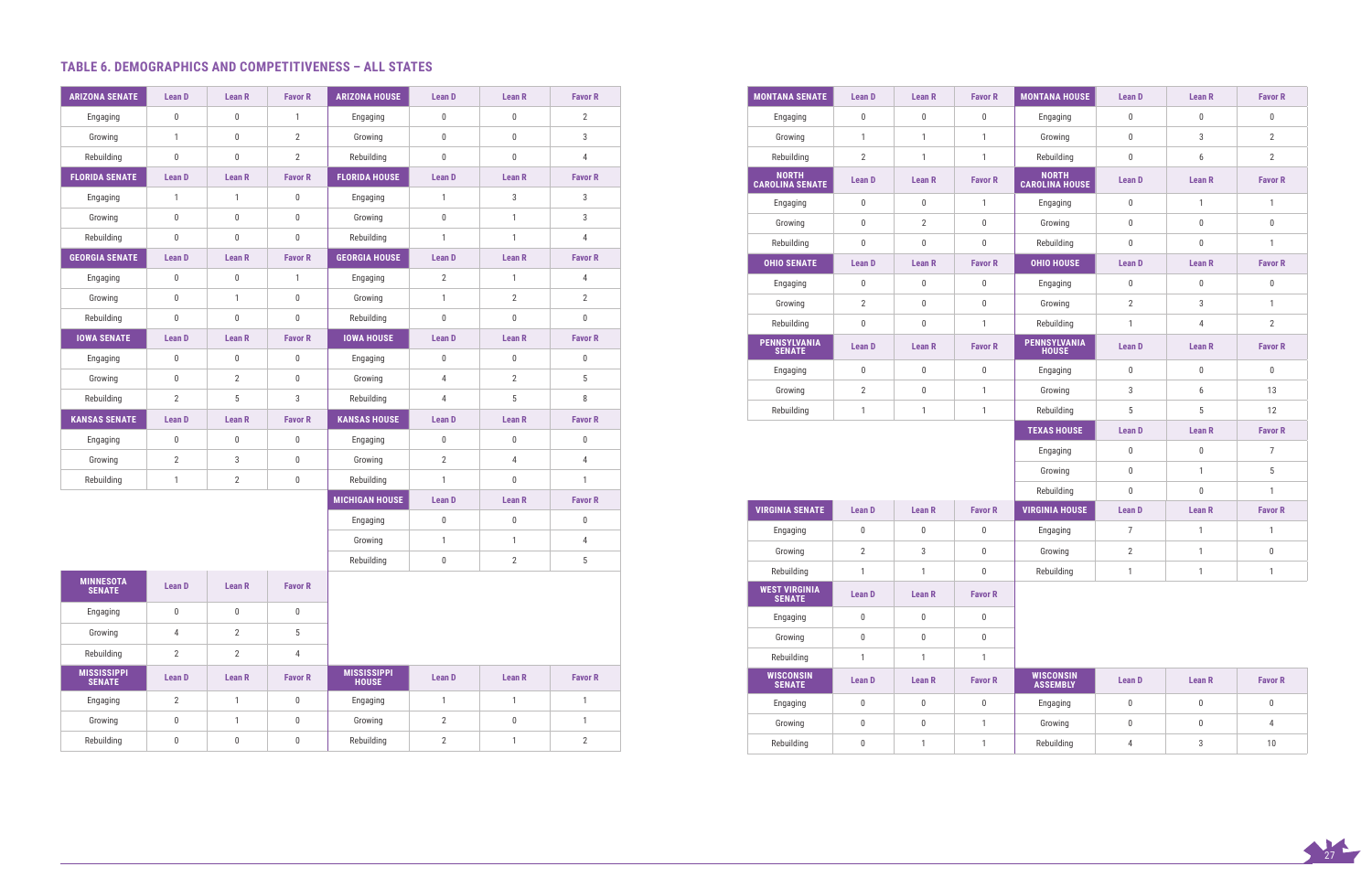## TABLE 6. DEMOGRAPHICS AND COMPETITIVENESS – ALL STATES

| ARIZONA SENATE | Lean D | Lean R | Favor R |
|---|---|---|---|
| Engaging | 0 | 0 | 1 |
| Growing | 1 | 0 | 2 |
| Rebuilding | 0 | 0 | 2 |

| ARIZONA HOUSE | Lean D | Lean R | Favor R |
|---|---|---|---|
| Engaging | 0 | 0 | 2 |
| Growing | 0 | 0 | 3 |
| Rebuilding | 0 | 0 | 4 |

| FLORIDA SENATE | Lean D | Lean R | Favor R |
|---|---|---|---|
| Engaging | 1 | 1 | 0 |
| Growing | 0 | 0 | 0 |
| Rebuilding | 0 | 0 | 0 |

| FLORIDA HOUSE | Lean D | Lean R | Favor R |
|---|---|---|---|
| Engaging | 1 | 3 | 3 |
| Growing | 0 | 1 | 3 |
| Rebuilding | 1 | 1 | 4 |

| GEORGIA SENATE | Lean D | Lean R | Favor R |
|---|---|---|---|
| Engaging | 0 | 0 | 1 |
| Growing | 0 | 1 | 0 |
| Rebuilding | 0 | 0 | 0 |

| GEORGIA HOUSE | Lean D | Lean R | Favor R |
|---|---|---|---|
| Engaging | 2 | 1 | 4 |
| Growing | 1 | 2 | 2 |
| Rebuilding | 0 | 0 | 0 |

| IOWA SENATE | Lean D | Lean R | Favor R |
|---|---|---|---|
| Engaging | 0 | 0 | 0 |
| Growing | 0 | 2 | 0 |
| Rebuilding | 2 | 5 | 3 |

| IOWA HOUSE | Lean D | Lean R | Favor R |
|---|---|---|---|
| Engaging | 0 | 0 | 0 |
| Growing | 4 | 2 | 5 |
| Rebuilding | 4 | 5 | 8 |

| KANSAS SENATE | Lean D | Lean R | Favor R |
|---|---|---|---|
| Engaging | 0 | 0 | 0 |
| Growing | 2 | 3 | 0 |
| Rebuilding | 1 | 2 | 0 |

| KANSAS HOUSE | Lean D | Lean R | Favor R |
|---|---|---|---|
| Engaging | 0 | 0 | 0 |
| Growing | 2 | 4 | 4 |
| Rebuilding | 1 | 0 | 1 |

| MICHIGAN HOUSE | Lean D | Lean R | Favor R |
|---|---|---|---|
| Engaging | 0 | 0 | 0 |
| Growing | 1 | 1 | 4 |
| Rebuilding | 0 | 2 | 5 |

| MINNESOTA SENATE | Lean D | Lean R | Favor R |
|---|---|---|---|
| Engaging | 0 | 0 | 0 |
| Growing | 4 | 2 | 5 |
| Rebuilding | 2 | 2 | 4 |

| MISSISSIPPI SENATE | Lean D | Lean R | Favor R |
|---|---|---|---|
| Engaging | 2 | 1 | 0 |
| Growing | 0 | 1 | 0 |
| Rebuilding | 0 | 0 | 0 |

| MISSISSIPPI HOUSE | Lean D | Lean R | Favor R |
|---|---|---|---|
| Engaging | 1 | 1 | 1 |
| Growing | 2 | 0 | 1 |
| Rebuilding | 2 | 1 | 2 |

| MONTANA SENATE | Lean D | Lean R | Favor R |
|---|---|---|---|
| Engaging | 0 | 0 | 0 |
| Growing | 1 | 1 | 1 |
| Rebuilding | 2 | 1 | 1 |

| MONTANA HOUSE | Lean D | Lean R | Favor R |
|---|---|---|---|
| Engaging | 0 | 0 | 0 |
| Growing | 0 | 3 | 2 |
| Rebuilding | 0 | 6 | 2 |

| NORTH CAROLINA SENATE | Lean D | Lean R | Favor R |
|---|---|---|---|
| Engaging | 0 | 0 | 1 |
| Growing | 0 | 2 | 0 |
| Rebuilding | 0 | 0 | 0 |

| NORTH CAROLINA HOUSE | Lean D | Lean R | Favor R |
|---|---|---|---|
| Engaging | 0 | 1 | 1 |
| Growing | 0 | 0 | 0 |
| Rebuilding | 0 | 0 | 1 |

| OHIO SENATE | Lean D | Lean R | Favor R |
|---|---|---|---|
| Engaging | 0 | 0 | 0 |
| Growing | 2 | 0 | 0 |
| Rebuilding | 0 | 0 | 1 |

| OHIO HOUSE | Lean D | Lean R | Favor R |
|---|---|---|---|
| Engaging | 0 | 0 | 0 |
| Growing | 2 | 3 | 1 |
| Rebuilding | 1 | 4 | 2 |

| PENNSYLVANIA SENATE | Lean D | Lean R | Favor R |
|---|---|---|---|
| Engaging | 0 | 0 | 0 |
| Growing | 2 | 0 | 1 |
| Rebuilding | 1 | 1 | 1 |

| PENNSYLVANIA HOUSE | Lean D | Lean R | Favor R |
|---|---|---|---|
| Engaging | 0 | 0 | 0 |
| Growing | 3 | 6 | 13 |
| Rebuilding | 5 | 5 | 12 |

| TEXAS HOUSE | Lean D | Lean R | Favor R |
|---|---|---|---|
| Engaging | 0 | 0 | 7 |
| Growing | 0 | 1 | 5 |
| Rebuilding | 0 | 0 | 1 |

| VIRGINIA SENATE | Lean D | Lean R | Favor R |
|---|---|---|---|
| Engaging | 0 | 0 | 0 |
| Growing | 2 | 3 | 0 |
| Rebuilding | 1 | 1 | 0 |

| VIRGINIA HOUSE | Lean D | Lean R | Favor R |
|---|---|---|---|
| Engaging | 7 | 1 | 1 |
| Growing | 2 | 1 | 0 |
| Rebuilding | 1 | 1 | 1 |

| WEST VIRGINIA SENATE | Lean D | Lean R | Favor R |
|---|---|---|---|
| Engaging | 0 | 0 | 0 |
| Growing | 0 | 0 | 0 |
| Rebuilding | 1 | 1 | 1 |

| WISCONSIN SENATE | Lean D | Lean R | Favor R |
|---|---|---|---|
| Engaging | 0 | 0 | 0 |
| Growing | 0 | 0 | 1 |
| Rebuilding | 0 | 1 | 1 |

| WISCONSIN ASSEMBLY | Lean D | Lean R | Favor R |
|---|---|---|---|
| Engaging | 0 | 0 | 0 |
| Growing | 0 | 0 | 4 |
| Rebuilding | 4 | 3 | 10 |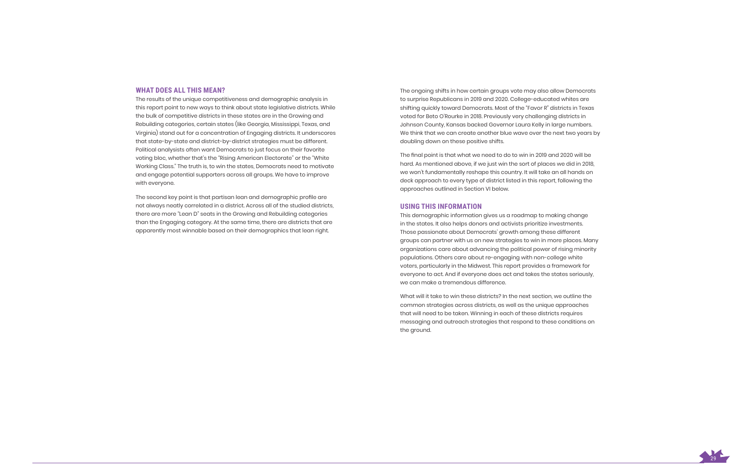## WHAT DOES ALL THIS MEAN?

The results of the unique competitiveness and demographic analysis in this report point to new ways to think about state legislative districts. While the bulk of competitive districts in these states are in the Growing and Rebuilding categories, certain states (like Georgia, Mississippi, Texas, and Virginia) stand out for a concentration of Engaging districts. It underscores that state-by-state and district-by-district strategies must be different. Political analysists often want Democrats to just focus on their favorite voting bloc, whether that's the "Rising American Electorate" or the "White Working Class." The truth is, to win the states, Democrats need to motivate and engage potential supporters across all groups. We have to improve with everyone.

The second key point is that partisan lean and demographic profile are not always neatly correlated in a district. Across all of the studied districts, there are more "Lean D" seats in the Growing and Rebuilding categories than the Engaging category. At the same time, there are districts that are apparently most winnable based on their demographics that lean right.

The ongoing shifts in how certain groups vote may also allow Democrats to surprise Republicans in 2019 and 2020. College-educated whites are shifting quickly toward Democrats. Most of the "Favor R" districts in Texas voted for Beto O'Rourke in 2018. Previously very challenging districts in Johnson County, Kansas backed Governor Laura Kelly in large numbers. We think that we can create another blue wave over the next two years by doubling down on these positive shifts.

The final point is that what we need to do to win in 2019 and 2020 will be hard. As mentioned above, if we just win the sort of places we did in 2018, we won't fundamentally reshape this country. It will take an all hands on deck approach to every type of district listed in this report, following the approaches outlined in Section VI below.

## USING THIS INFORMATION

This demographic information gives us a roadmap to making change in the states. It also helps donors and activists prioritize investments. Those passionate about Democrats' growth among these different groups can partner with us on new strategies to win in more places. Many organizations care about advancing the political power of rising minority populations. Others care about re-engaging with non-college white voters, particularly in the Midwest. This report provides a framework for everyone to act. And if everyone does act and takes the states seriously, we can make a tremendous difference.

What will it take to win these districts? In the next section, we outline the common strategies across districts, as well as the unique approaches that will need to be taken. Winning in each of these districts requires messaging and outreach strategies that respond to these conditions on the ground.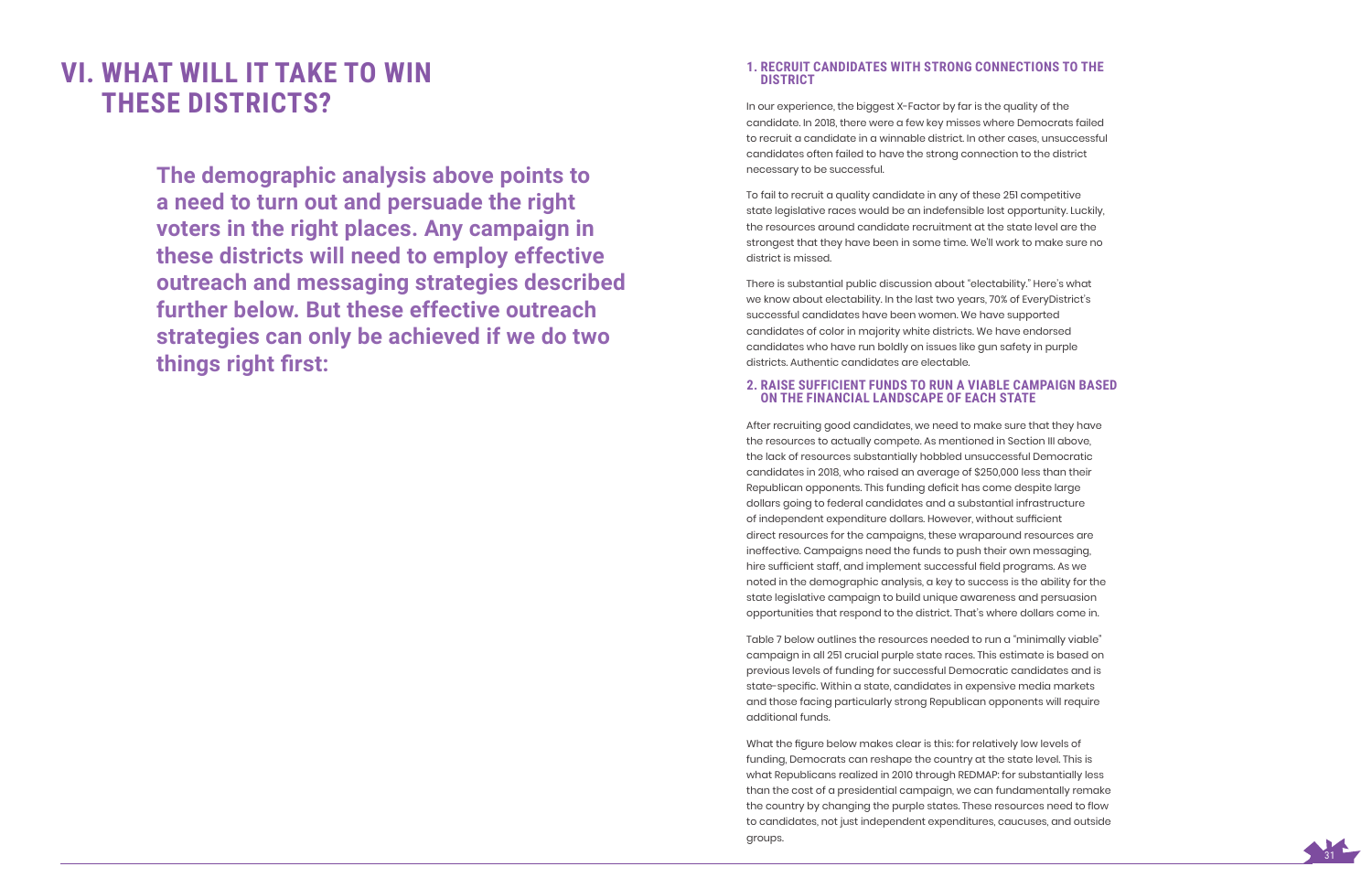# VI. WHAT WILL IT TAKE TO WIN THESE DISTRICTS?

**The demographic analysis above points to a need to turn out and persuade the right voters in the right places. Any campaign in these districts will need to employ effective outreach and messaging strategies described further below. But these effective outreach strategies can only be achieved if we do two things right first:**

### 1. RECRUIT CANDIDATES WITH STRONG CONNECTIONS TO THE DISTRICT

In our experience, the biggest X-Factor by far is the quality of the candidate. In 2018, there were a few key misses where Democrats failed to recruit a candidate in a winnable district. In other cases, unsuccessful candidates often failed to have the strong connection to the district necessary to be successful.

To fail to recruit a quality candidate in any of these 251 competitive state legislative races would be an indefensible lost opportunity. Luckily, the resources around candidate recruitment at the state level are the strongest that they have been in some time. We'll work to make sure no district is missed.

There is substantial public discussion about "electability." Here's what we know about electability. In the last two years, 70% of EveryDistrict's successful candidates have been women. We have supported candidates of color in majority white districts. We have endorsed candidates who have run boldly on issues like gun safety in purple districts. Authentic candidates are electable.

### 2. RAISE SUFFICIENT FUNDS TO RUN A VIABLE CAMPAIGN BASED ON THE FINANCIAL LANDSCAPE OF EACH STATE

After recruiting good candidates, we need to make sure that they have the resources to actually compete. As mentioned in Section III above, the lack of resources substantially hobbled unsuccessful Democratic candidates in 2018, who raised an average of $250,000 less than their Republican opponents. This funding deficit has come despite large dollars going to federal candidates and a substantial infrastructure of independent expenditure dollars. However, without sufficient direct resources for the campaigns, these wraparound resources are ineffective. Campaigns need the funds to push their own messaging, hire sufficient staff, and implement successful field programs. As we noted in the demographic analysis, a key to success is the ability for the state legislative campaign to build unique awareness and persuasion opportunities that respond to the district. That's where dollars come in.

Table 7 below outlines the resources needed to run a "minimally viable" campaign in all 251 crucial purple state races. This estimate is based on previous levels of funding for successful Democratic candidates and is state-specific. Within a state, candidates in expensive media markets and those facing particularly strong Republican opponents will require additional funds.

What the figure below makes clear is this: for relatively low levels of funding, Democrats can reshape the country at the state level. This is what Republicans realized in 2010 through REDMAP: for substantially less than the cost of a presidential campaign, we can fundamentally remake the country by changing the purple states. These resources need to flow to candidates, not just independent expenditures, caucuses, and outside groups.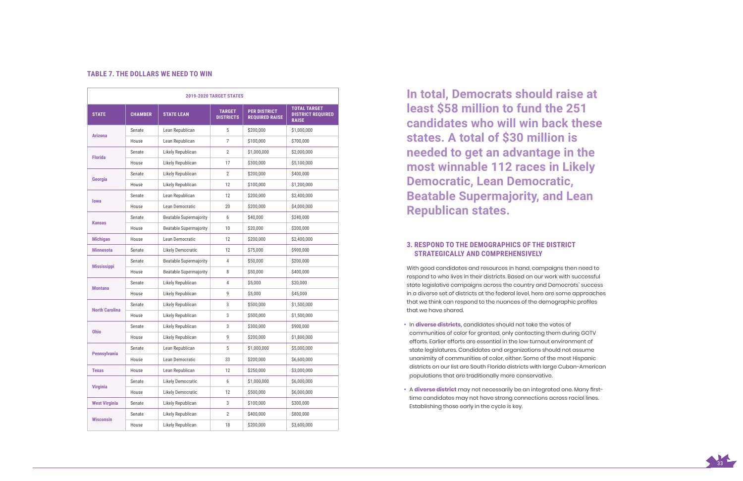**TABLE 7. THE DOLLARS WE NEED TO WIN**

| 2019-2020 TARGET STATES | | | | | |
|---|---|---|---|---|---|
| **STATE** | **CHAMBER** | **STATE LEAN** | **TARGET DISTRICTS** | **PER DISTRICT REQUIRED RAISE** | **TOTAL TARGET DISTRICT REQUIRED RAISE** |
| **Arizona** | Senate | Lean Republican | 5 | $200,000 | $1,000,000 |
| | House | Lean Republican | 7 | $100,000 | $700,000 |
| **Florida** | Senate | Likely Republican | 2 | $1,000,000 | $2,000,000 |
| | House | Likely Republican | 17 | $300,000 | $5,100,000 |
| **Georgia** | Senate | Likely Republican | 2 | $200,000 | $400,000 |
| | House | Likely Republican | 12 | $100,000 | $1,200,000 |
| **Iowa** | Senate | Lean Republican | 12 | $200,000 | $2,400,000 |
| | House | Lean Democratic | 20 | $200,000 | $4,000,000 |
| **Kansas** | Senate | Beatable Supermajority | 6 | $40,000 | $240,000 |
| | House | Beatable Supermajority | 10 | $20,000 | $200,000 |
| **Michigan** | House | Lean Democratic | 12 | $200,000 | $2,400,000 |
| **Minnesota** | Senate | Likely Democratic | 12 | $75,000 | $900,000 |
| **Mississippi** | Senate | Beatable Supermajority | 4 | $50,000 | $200,000 |
| | House | Beatable Supermajority | 8 | $50,000 | $400,000 |
| **Montana** | Senate | Likely Republican | 4 | $5,000 | $20,000 |
| | House | Likely Republican | 9 | $5,000 | $45,000 |
| **North Carolina** | Senate | Likely Republican | 3 | $500,000 | $1,500,000 |
| | House | Likely Republican | 3 | $500,000 | $1,500,000 |
| **Ohio** | Senate | Likely Republican | 3 | $300,000 | $900,000 |
| | House | Likely Republican | 9 | $200,000 | $1,800,000 |
| **Pennsylvania** | Senate | Lean Republican | 5 | $1,000,000 | $5,000,000 |
| | House | Lean Democratic | 33 | $200,000 | $6,600,000 |
| **Texas** | House | Lean Republican | 12 | $250,000 | $3,000,000 |
| **Virginia** | Senate | Likely Democratic | 6 | $1,000,000 | $6,000,000 |
| | House | Likely Democratic | 12 | $500,000 | $6,000,000 |
| **West Virginia** | Senate | Likely Republican | 3 | $100,000 | $300,000 |
| **Wisconsin** | Senate | Likely Republican | 2 | $400,000 | $800,000 |
| | House | Likely Republican | 18 | $200,000 | $3,600,000 |

**In total, Democrats should raise at least $58 million to fund the 251 candidates who will win back these states. A total of $30 million is needed to get an advantage in the most winnable 112 races in Likely Democratic, Lean Democratic, Beatable Supermajority, and Lean Republican states.**

## 3. RESPOND TO THE DEMOGRAPHICS OF THE DISTRICT STRATEGICALLY AND COMPREHENSIVELY

With good candidates and resources in hand, campaigns then need to respond to who lives in their districts. Based on our work with successful state legislative campaigns across the country and Democrats' success in a diverse set of districts at the federal level, here are some approaches that we think can respond to the nuances of the demographic profiles that we have shared.

- In **diverse districts**, candidates should not take the votes of communities of color for granted, only contacting them during GOTV efforts. Earlier efforts are essential in the low turnout environment of state legislatures. Candidates and organizations should not assume unanimity of communities of color, either. Some of the most Hispanic districts on our list are South Florida districts with large Cuban-American populations that are traditionally more conservative.
- A **diverse district** may not necessarily be an integrated one. Many first-time candidates may not have strong connections across racial lines. Establishing those early in the cycle is key.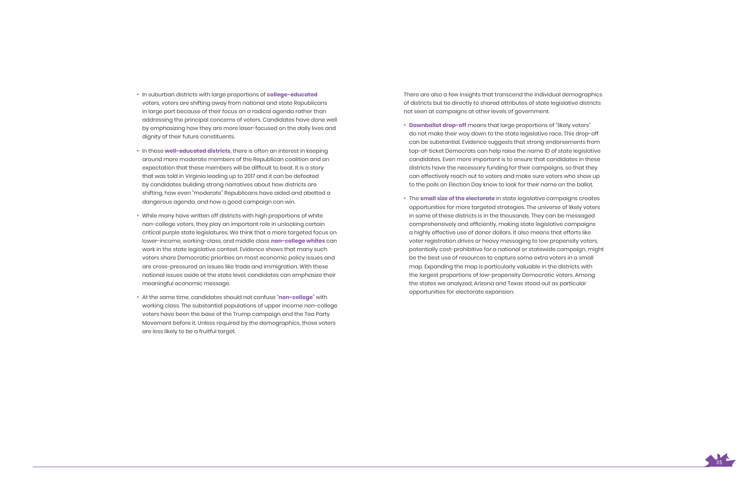- In suburban districts with large proportions of **college-educated** voters, voters are shifting away from national and state Republicans in large part because of their focus on a radical agenda rather than addressing the principal concerns of voters. Candidates have done well by emphasizing how they are more laser-focused on the daily lives and dignity of their future constituents.
- In these **well-educated districts**, there is often an interest in keeping around more moderate members of the Republican coalition and an expectation that these members will be difficult to beat. It is a story that was told in Virginia leading up to 2017 and it can be defeated by candidates building strong narratives about how districts are shifting, how even "moderate" Republicans have aided and abetted a dangerous agenda, and how a good campaign can win.
- While many have written off districts with high proportions of white non-college voters, they play an important role in unlocking certain critical purple state legislatures. We think that a more targeted focus on lower-income, working-class, and middle class **non-college whites** can work in the state legislative context. Evidence shows that many such voters share Democratic priorities on most economic policy issues and are cross-pressured on issues like trade and immigration. With these national issues aside at the state level, candidates can emphasize their meaningful economic message.
- At the same time, candidates should not confuse "**non-college**" with working class. The substantial populations of upper income non-college voters have been the base of the Trump campaign and the Tea Party Movement before it. Unless required by the demographics, those voters are less likely to be a fruitful target.

There are also a few insights that transcend the individual demographics of districts but tie directly to shared attributes of state legislative districts not seen at campaigns at other levels of government.

- **Downballot drop-off** means that large proportions of "likely voters" do not make their way down to the state legislative race. This drop-off can be substantial. Evidence suggests that strong endorsements from top-of-ticket Democrats can help raise the name ID of state legislative candidates. Even more important is to ensure that candidates in these districts have the necessary funding for their campaigns, so that they can effectively reach out to voters and make sure voters who show up to the polls on Election Day know to look for their name on the ballot.
- The **small size of the electorate** in state legislative campaigns creates opportunities for more targeted strategies. The universe of likely voters in some of these districts is in the thousands. They can be messaged comprehensively and efficiently, making state legislative campaigns a highly effective use of donor dollars. It also means that efforts like voter registration drives or heavy messaging to low propensity voters, potentially cost-prohibitive for a national or statewide campaign, might be the best use of resources to capture some extra voters in a small map. Expanding the map is particularly valuable in the districts with the largest proportions of low-propensity Democratic voters. Among the states we analyzed, Arizona and Texas stood out as particular opportunities for electorate expansion.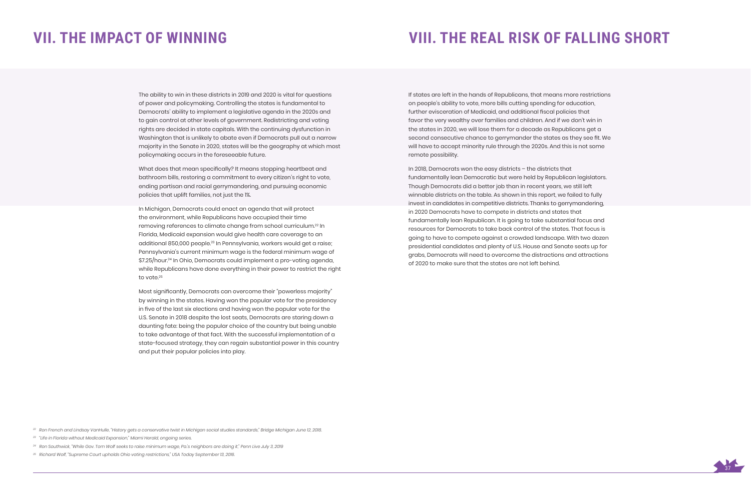# VII. THE IMPACT OF WINNING

The ability to win in these districts in 2019 and 2020 is vital for questions of power and policymaking. Controlling the states is fundamental to Democrats' ability to implement a legislative agenda in the 2020s and to gain control at other levels of government. Redistricting and voting rights are decided in state capitals. With the continuing dysfunction in Washington that is unlikely to abate even if Democrats pull out a narrow majority in the Senate in 2020, states will be the geography at which most policymaking occurs in the foreseeable future.

What does that mean specifically? It means stopping heartbeat and bathroom bills, restoring a commitment to every citizen's right to vote, ending partisan and racial gerrymandering, and pursuing economic policies that uplift families, not just the 1%.

In Michigan, Democrats could enact an agenda that will protect the environment, while Republicans have occupied their time removing references to climate change from school curriculum.[22] In Florida, Medicaid expansion would give health care coverage to an additional 850,000 people.[23] In Pennsylvania, workers would get a raise; Pennsylvania's current minimum wage is the federal minimum wage of $7.25/hour.[24] In Ohio, Democrats could implement a pro-voting agenda, while Republicans have done everything in their power to restrict the right to vote.[25]

Most significantly, Democrats can overcome their "powerless majority" by winning in the states. Having won the popular vote for the presidency in five of the last six elections and having won the popular vote for the U.S. Senate in 2018 despite the lost seats, Democrats are staring down a daunting fate: being the popular choice of the country but being unable to take advantage of that fact. With the successful implementation of a state-focused strategy, they can regain substantial power in this country and put their popular policies into play.

# VIII. THE REAL RISK OF FALLING SHORT

If states are left in the hands of Republicans, that means more restrictions on people's ability to vote, more bills cutting spending for education, further evisceration of Medicaid, and additional fiscal policies that favor the very wealthy over families and children. And if we don't win in the states in 2020, we will lose them for a decade as Republicans get a second consecutive chance to gerrymander the states as they see fit. We will have to accept minority rule through the 2020s. And this is not some remote possibility.

In 2018, Democrats won the easy districts – the districts that fundamentally lean Democratic but were held by Republican legislators. Though Democrats did a better job than in recent years, we still left winnable districts on the table. As shown in this report, we failed to fully invest in candidates in competitive districts. Thanks to gerrymandering, in 2020 Democrats have to compete in districts and states that fundamentally lean Republican. It is going to take substantial focus and resources for Democrats to take back control of the states. That focus is going to have to compete against a crowded landscape. With two dozen presidential candidates and plenty of U.S. House and Senate seats up for grabs, Democrats will need to overcome the distractions and attractions of 2020 to make sure that the states are not left behind.

---

[22] *Ron French and Lindsay VanHulle, "History gets a conservative twist in Michigan social studies standards," Bridge Michigan June 12, 2018.*

[23] *"Life in Florida without Medicaid Expansion," Miami Herald, ongoing series.*

[24] *Ron Southwick, "While Gov. Tom Wolf seeks to raise minimum wage, Pa.'s neighbors are doing it," Penn Live July 3, 2019*

[25] *Richard Wolf, "Supreme Court upholds Ohio voting restrictions," USA Today September 13, 2016.*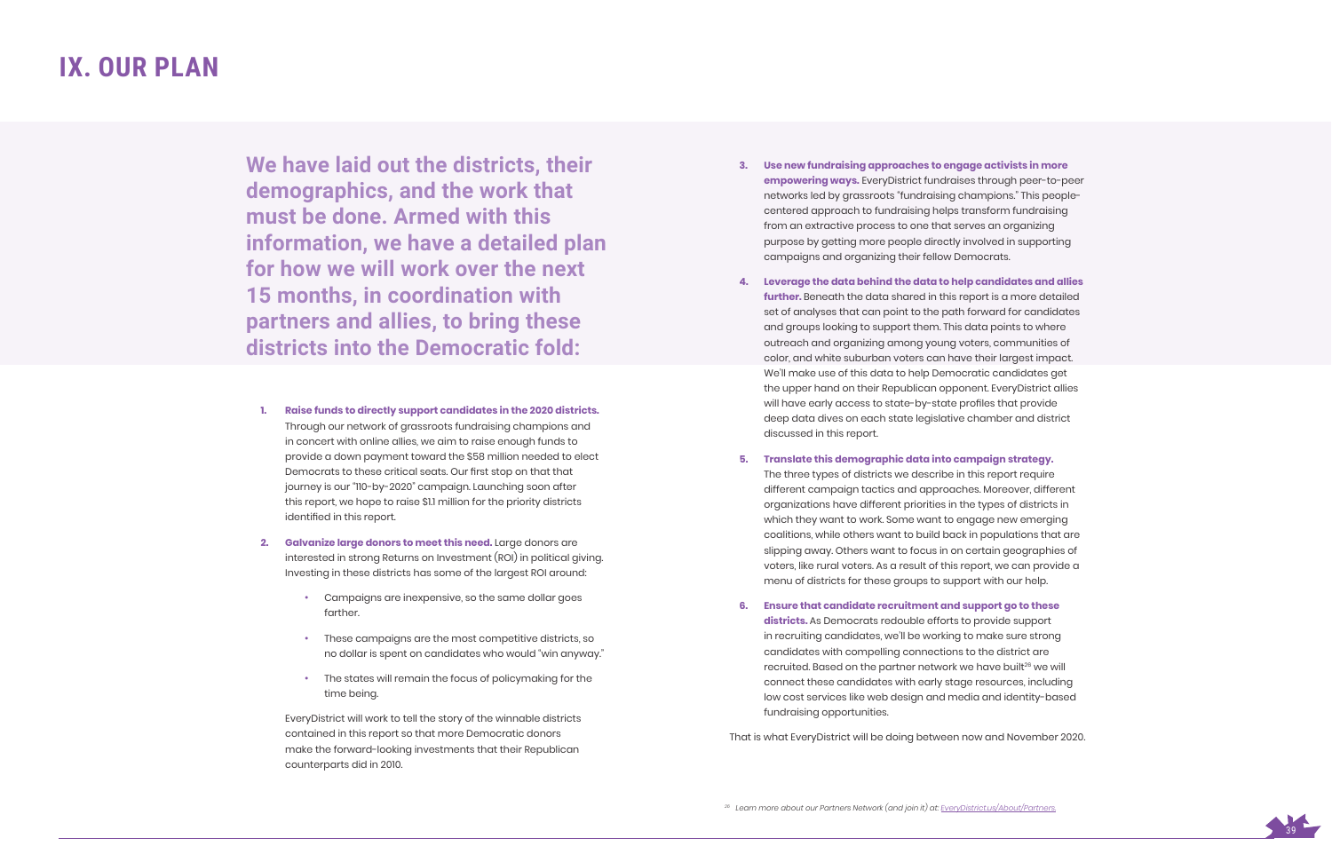# IX. OUR PLAN

**We have laid out the districts, their demographics, and the work that must be done. Armed with this information, we have a detailed plan for how we will work over the next 15 months, in coordination with partners and allies, to bring these districts into the Democratic fold:**

1. **Raise funds to directly support candidates in the 2020 districts.** Through our network of grassroots fundraising champions and in concert with online allies, we aim to raise enough funds to provide a down payment toward the $58 million needed to elect Democrats to these critical seats. Our first stop on that that journey is our "110-by-2020" campaign. Launching soon after this report, we hope to raise $1.1 million for the priority districts identified in this report.

2. **Galvanize large donors to meet this need.** Large donors are interested in strong Returns on Investment (ROI) in political giving. Investing in these districts has some of the largest ROI around:

   - Campaigns are inexpensive, so the same dollar goes farther.
   - These campaigns are the most competitive districts, so no dollar is spent on candidates who would "win anyway."
   - The states will remain the focus of policymaking for the time being.

   EveryDistrict will work to tell the story of the winnable districts contained in this report so that more Democratic donors make the forward-looking investments that their Republican counterparts did in 2010.

3. **Use new fundraising approaches to engage activists in more empowering ways.** EveryDistrict fundraises through peer-to-peer networks led by grassroots "fundraising champions." This people-centered approach to fundraising helps transform fundraising from an extractive process to one that serves an organizing purpose by getting more people directly involved in supporting campaigns and organizing their fellow Democrats.

4. **Leverage the data behind the data to help candidates and allies further.** Beneath the data shared in this report is a more detailed set of analyses that can point to the path forward for candidates and groups looking to support them. This data points to where outreach and organizing among young voters, communities of color, and white suburban voters can have their largest impact. We'll make use of this data to help Democratic candidates get the upper hand on their Republican opponent. EveryDistrict allies will have early access to state-by-state profiles that provide deep data dives on each state legislative chamber and district discussed in this report.

5. **Translate this demographic data into campaign strategy.** The three types of districts we describe in this report require different campaign tactics and approaches. Moreover, different organizations have different priorities in the types of districts in which they want to work. Some want to engage new emerging coalitions, while others want to build back in populations that are slipping away. Others want to focus in on certain geographies of voters, like rural voters. As a result of this report, we can provide a menu of districts for these groups to support with our help.

6. **Ensure that candidate recruitment and support go to these districts.** As Democrats redouble efforts to provide support in recruiting candidates, we'll be working to make sure strong candidates with compelling connections to the district are recruited. Based on the partner network we have built[26] we will connect these candidates with early stage resources, including low cost services like web design and media and identity-based fundraising opportunities.

That is what EveryDistrict will be doing between now and November 2020.

[26] *Learn more about our Partners Network (and join it) at: EveryDistrict.us/About/Partners.*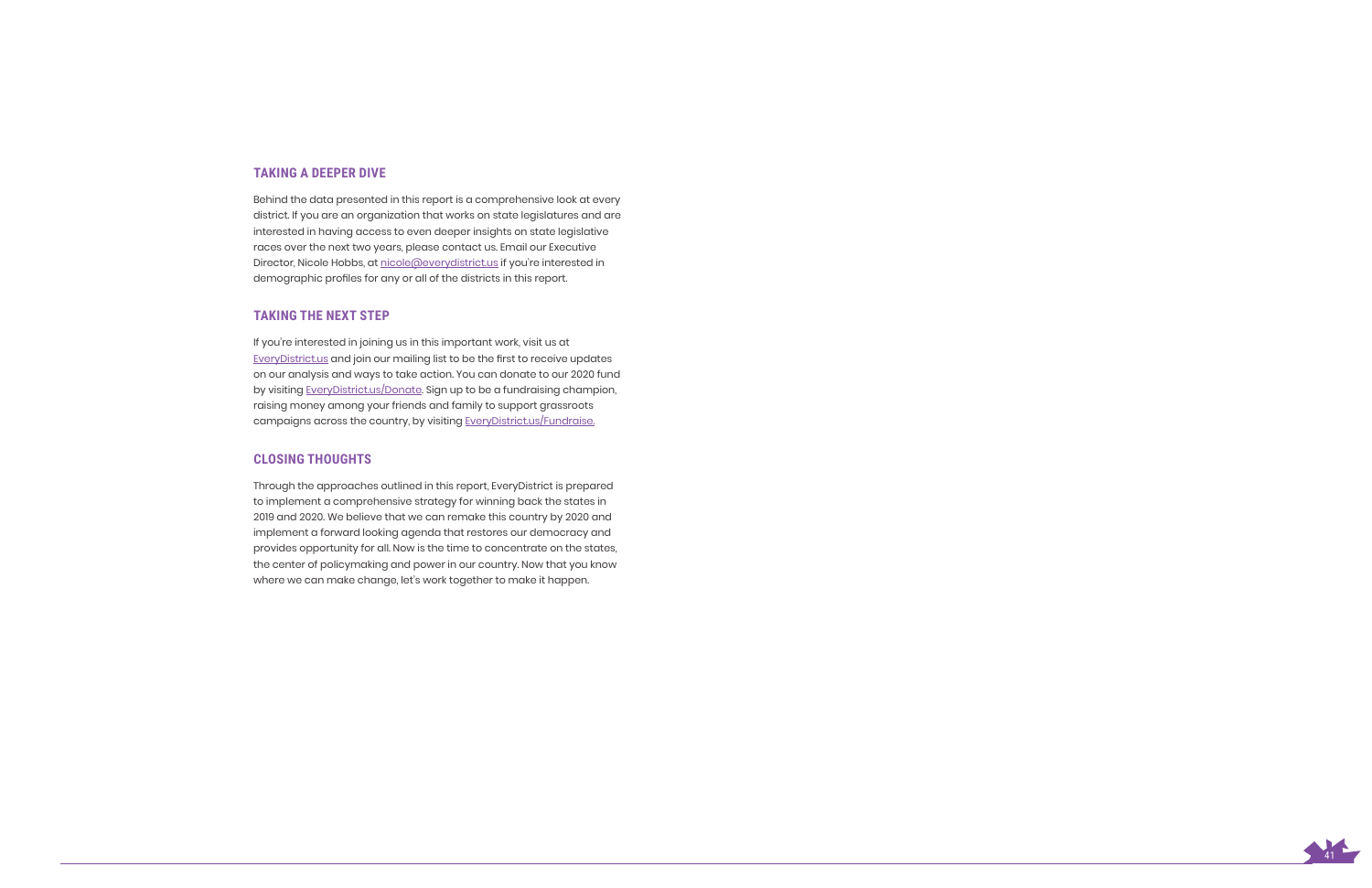## TAKING A DEEPER DIVE

Behind the data presented in this report is a comprehensive look at every district. If you are an organization that works on state legislatures and are interested in having access to even deeper insights on state legislative races over the next two years, please contact us. Email our Executive Director, Nicole Hobbs, at nicole@everydistrict.us if you're interested in demographic profiles for any or all of the districts in this report.

## TAKING THE NEXT STEP

If you're interested in joining us in this important work, visit us at EveryDistrict.us and join our mailing list to be the first to receive updates on our analysis and ways to take action. You can donate to our 2020 fund by visiting EveryDistrict.us/Donate. Sign up to be a fundraising champion, raising money among your friends and family to support grassroots campaigns across the country, by visiting EveryDistrict.us/Fundraise.

## CLOSING THOUGHTS

Through the approaches outlined in this report, EveryDistrict is prepared to implement a comprehensive strategy for winning back the states in 2019 and 2020. We believe that we can remake this country by 2020 and implement a forward looking agenda that restores our democracy and provides opportunity for all. Now is the time to concentrate on the states, the center of policymaking and power in our country. Now that you know where we can make change, let's work together to make it happen.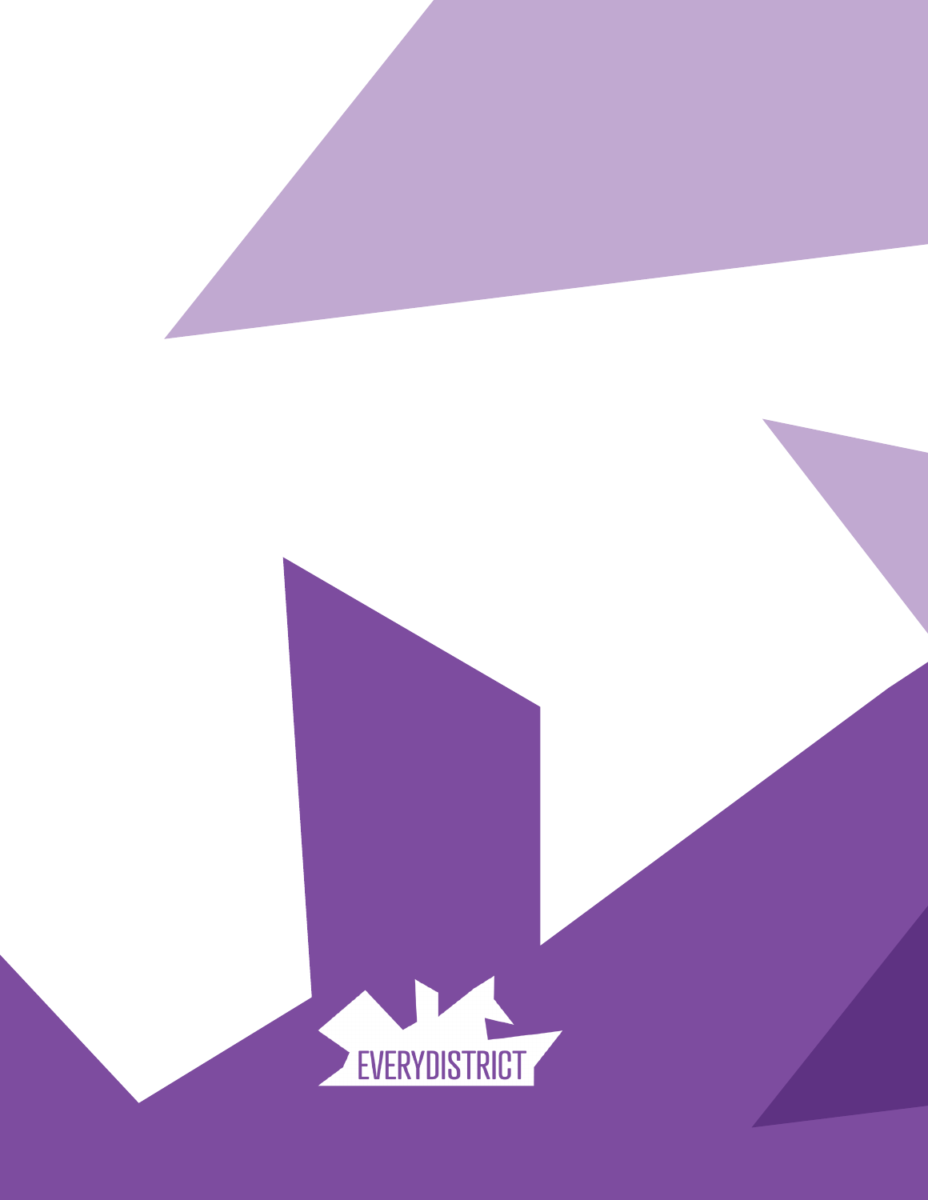EVERYDISTRICT